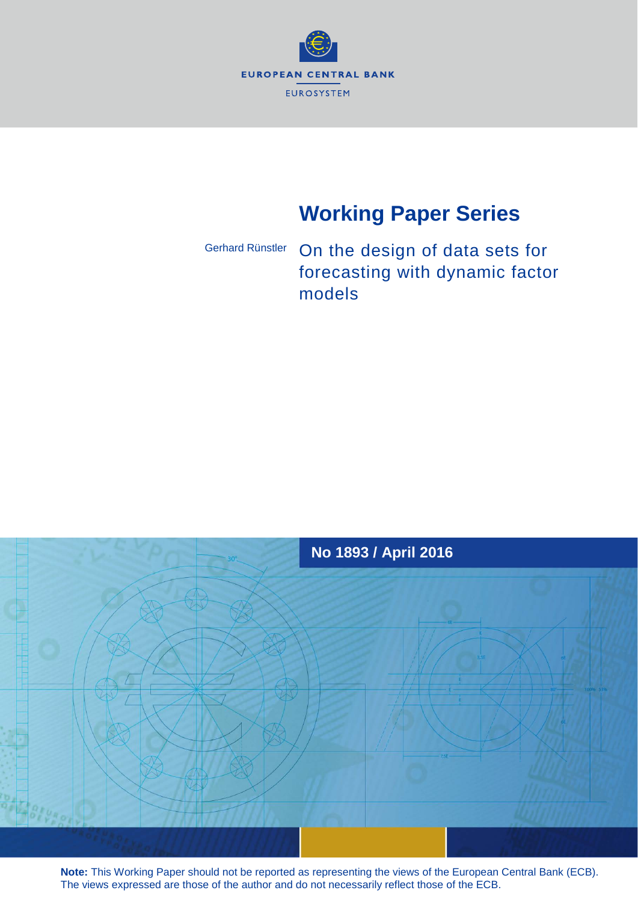EUROPEAN CENTRAL BANK

EUROSYSTEM

# Working Paper Series

Gerhard Rünstler

## On the design of data sets for forecasting with dynamic factor models

**No 1893 / April 2016**

**Note:** This Working Paper should not be reported as representing the views of the European Central Bank (ECB). The views expressed are those of the author and do not necessarily reflect those of the ECB.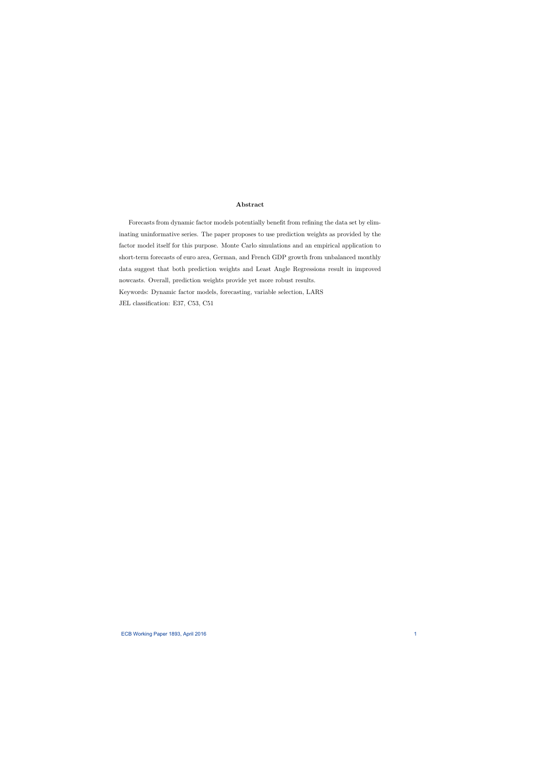## Abstract

Forecasts from dynamic factor models potentially benefit from refining the data set by eliminating uninformative series. The paper proposes to use prediction weights as provided by the factor model itself for this purpose. Monte Carlo simulations and an empirical application to short-term forecasts of euro area, German, and French GDP growth from unbalanced monthly data suggest that both prediction weights and Least Angle Regressions result in improved nowcasts. Overall, prediction weights provide yet more robust results.

Keywords: Dynamic factor models, forecasting, variable selection, LARS

JEL classification: E37, C53, C51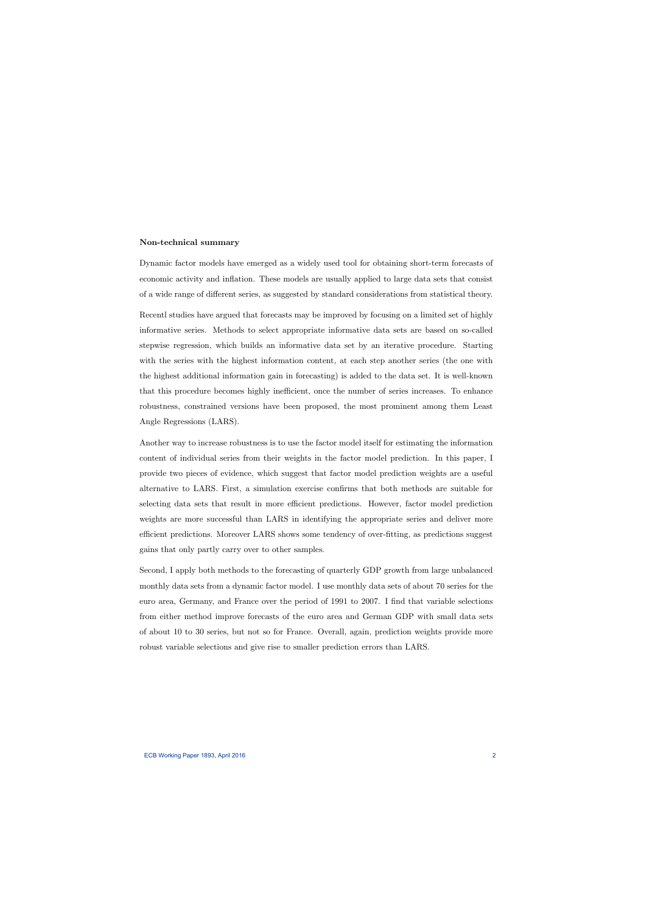**Non-technical summary**

Dynamic factor models have emerged as a widely used tool for obtaining short-term forecasts of economic activity and inflation. These models are usually applied to large data sets that consist of a wide range of different series, as suggested by standard considerations from statistical theory.

Recentl studies have argued that forecasts may be improved by focusing on a limited set of highly informative series. Methods to select appropriate informative data sets are based on so-called stepwise regression, which builds an informative data set by an iterative procedure. Starting with the series with the highest information content, at each step another series (the one with the highest additional information gain in forecasting) is added to the data set. It is well-known that this procedure becomes highly inefficient, once the number of series increases. To enhance robustness, constrained versions have been proposed, the most prominent among them Least Angle Regressions (LARS).

Another way to increase robustness is to use the factor model itself for estimating the information content of individual series from their weights in the factor model prediction. In this paper, I provide two pieces of evidence, which suggest that factor model prediction weights are a useful alternative to LARS. First, a simulation exercise confirms that both methods are suitable for selecting data sets that result in more efficient predictions. However, factor model prediction weights are more successful than LARS in identifying the appropriate series and deliver more efficient predictions. Moreover LARS shows some tendency of over-fitting, as predictions suggest gains that only partly carry over to other samples.

Second, I apply both methods to the forecasting of quarterly GDP growth from large unbalanced monthly data sets from a dynamic factor model. I use monthly data sets of about 70 series for the euro area, Germany, and France over the period of 1991 to 2007. I find that variable selections from either method improve forecasts of the euro area and German GDP with small data sets of about 10 to 30 series, but not so for France. Overall, again, prediction weights provide more robust variable selections and give rise to smaller prediction errors than LARS.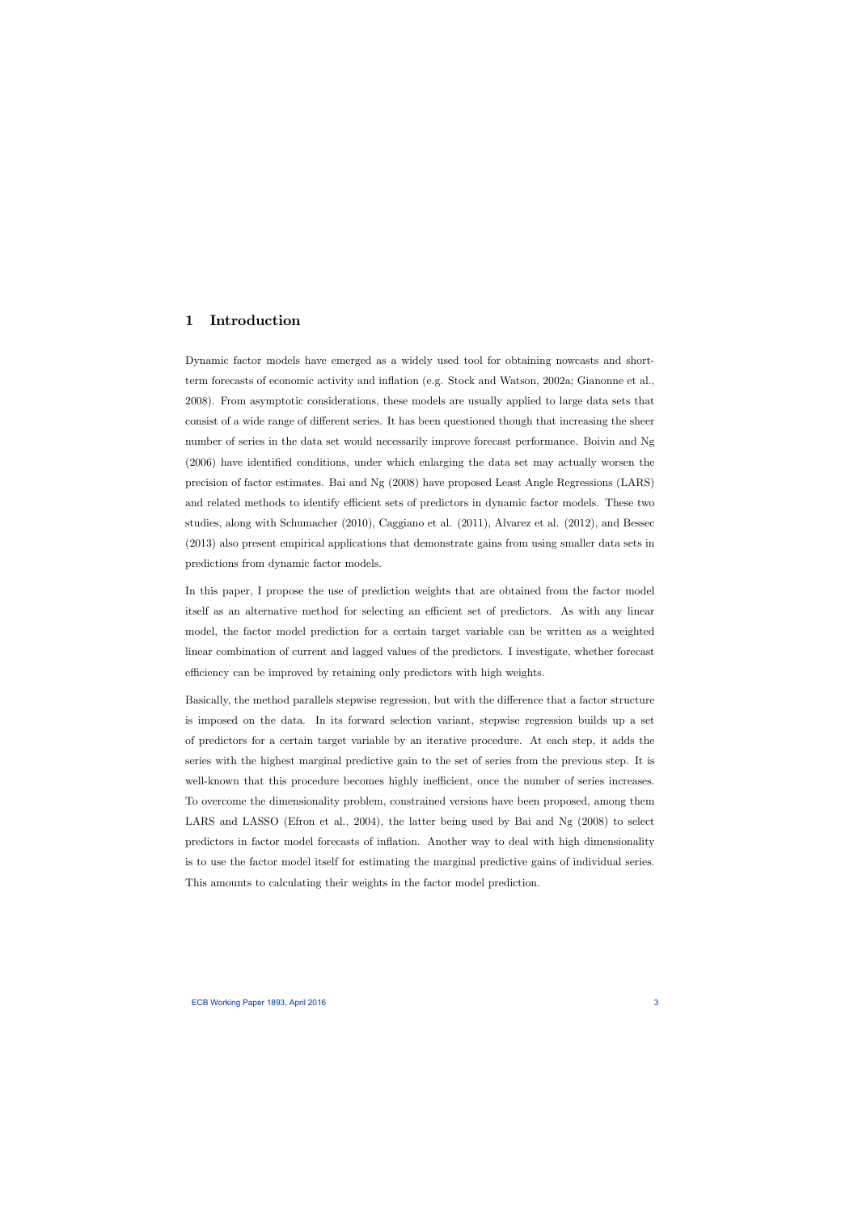# 1 Introduction

Dynamic factor models have emerged as a widely used tool for obtaining nowcasts and short-term forecasts of economic activity and inflation (e.g. Stock and Watson, 2002a; Gianonne et al., 2008). From asymptotic considerations, these models are usually applied to large data sets that consist of a wide range of different series. It has been questioned though that increasing the sheer number of series in the data set would necessarily improve forecast performance. Boivin and Ng (2006) have identified conditions, under which enlarging the data set may actually worsen the precision of factor estimates. Bai and Ng (2008) have proposed Least Angle Regressions (LARS) and related methods to identify efficient sets of predictors in dynamic factor models. These two studies, along with Schumacher (2010), Caggiano et al. (2011), Alvarez et al. (2012), and Bessec (2013) also present empirical applications that demonstrate gains from using smaller data sets in predictions from dynamic factor models.

In this paper, I propose the use of prediction weights that are obtained from the factor model itself as an alternative method for selecting an efficient set of predictors. As with any linear model, the factor model prediction for a certain target variable can be written as a weighted linear combination of current and lagged values of the predictors. I investigate, whether forecast efficiency can be improved by retaining only predictors with high weights.

Basically, the method parallels stepwise regression, but with the difference that a factor structure is imposed on the data. In its forward selection variant, stepwise regression builds up a set of predictors for a certain target variable by an iterative procedure. At each step, it adds the series with the highest marginal predictive gain to the set of series from the previous step. It is well-known that this procedure becomes highly inefficient, once the number of series increases. To overcome the dimensionality problem, constrained versions have been proposed, among them LARS and LASSO (Efron et al., 2004), the latter being used by Bai and Ng (2008) to select predictors in factor model forecasts of inflation. Another way to deal with high dimensionality is to use the factor model itself for estimating the marginal predictive gains of individual series. This amounts to calculating their weights in the factor model prediction.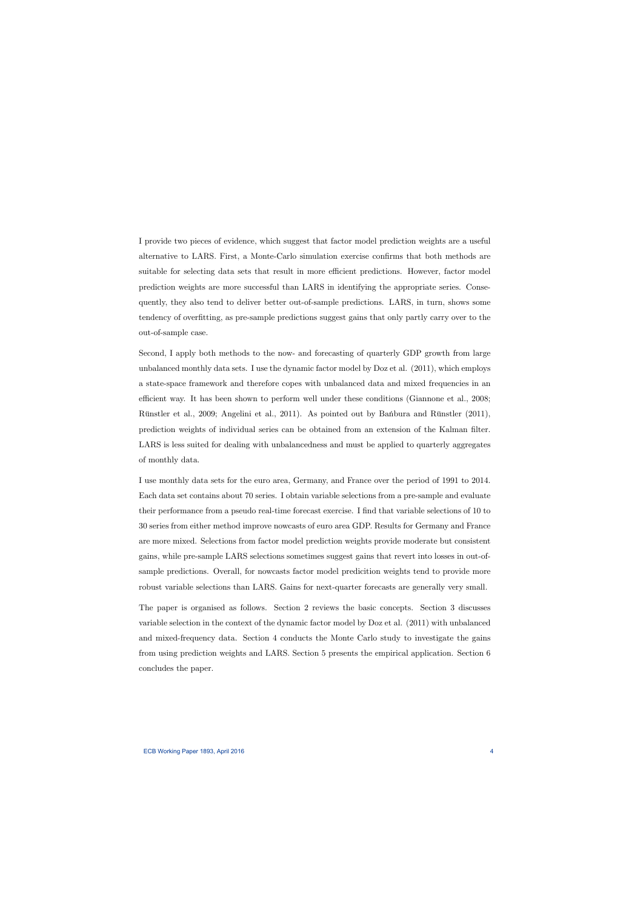I provide two pieces of evidence, which suggest that factor model prediction weights are a useful alternative to LARS. First, a Monte-Carlo simulation exercise confirms that both methods are suitable for selecting data sets that result in more efficient predictions. However, factor model prediction weights are more successful than LARS in identifying the appropriate series. Consequently, they also tend to deliver better out-of-sample predictions. LARS, in turn, shows some tendency of overfitting, as pre-sample predictions suggest gains that only partly carry over to the out-of-sample case.

Second, I apply both methods to the now- and forecasting of quarterly GDP growth from large unbalanced monthly data sets. I use the dynamic factor model by Doz et al. (2011), which employs a state-space framework and therefore copes with unbalanced data and mixed frequencies in an efficient way. It has been shown to perform well under these conditions (Giannone et al., 2008; Rünstler et al., 2009; Angelini et al., 2011). As pointed out by Bańbura and Rünstler (2011), prediction weights of individual series can be obtained from an extension of the Kalman filter. LARS is less suited for dealing with unbalancedness and must be applied to quarterly aggregates of monthly data.

I use monthly data sets for the euro area, Germany, and France over the period of 1991 to 2014. Each data set contains about 70 series. I obtain variable selections from a pre-sample and evaluate their performance from a pseudo real-time forecast exercise. I find that variable selections of 10 to 30 series from either method improve nowcasts of euro area GDP. Results for Germany and France are more mixed. Selections from factor model prediction weights provide moderate but consistent gains, while pre-sample LARS selections sometimes suggest gains that revert into losses in out-of-sample predictions. Overall, for nowcasts factor model predicition weights tend to provide more robust variable selections than LARS. Gains for next-quarter forecasts are generally very small.

The paper is organised as follows. Section 2 reviews the basic concepts. Section 3 discusses variable selection in the context of the dynamic factor model by Doz et al. (2011) with unbalanced and mixed-frequency data. Section 4 conducts the Monte Carlo study to investigate the gains from using prediction weights and LARS. Section 5 presents the empirical application. Section 6 concludes the paper.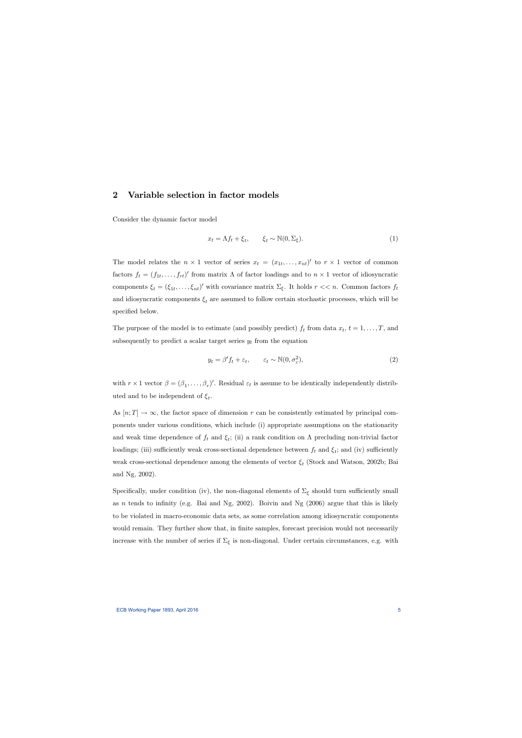## 2 Variable selection in factor models

Consider the dynamic factor model

$$x_t = \Lambda f_t + \xi_t, \qquad \xi_t \sim \mathbb{N}(0, \Sigma_\xi). \tag{1}$$

The model relates the $n \times 1$ vector of series $x_t = (x_{1t}, \ldots, x_{nt})'$ to $r \times 1$ vector of common factors $f_t = (f_{1t}, \ldots, f_{rt})'$ from matrix $\Lambda$ of factor loadings and to $n \times 1$ vector of idiosyncratic components $\xi_t = (\xi_{1t}, \ldots, \xi_{nt})'$ with covariance matrix $\Sigma_\xi$. It holds $r << n$. Common factors $f_t$ and idiosyncratic components $\xi_t$ are assumed to follow certain stochastic processes, which will be specified below.

The purpose of the model is to estimate (and possibly predict) $f_t$ from data $x_t$, $t = 1, \ldots, T$, and subsequently to predict a scalar target series $y_t$ from the equation

$$y_t = \beta' f_t + \varepsilon_t, \qquad \varepsilon_t \sim \mathbb{N}(0, \sigma_\varepsilon^2), \tag{2}$$

with $r \times 1$ vector $\beta = (\beta_1, \ldots, \beta_r)'$. Residual $\varepsilon_t$ is assume to be identically independently distributed and to be independent of $\xi_t$.

As $[n; T] \to \infty$, the factor space of dimension $r$ can be consistently estimated by principal components under various conditions, which include (i) appropriate assumptions on the stationarity and weak time dependence of $f_t$ and $\xi_t$; (ii) a rank condition on $\Lambda$ precluding non-trivial factor loadings; (iii) sufficiently weak cross-sectional dependence between $f_t$ and $\xi_t$; and (iv) sufficiently weak cross-sectional dependence among the elements of vector $\xi_t$ (Stock and Watson, 2002b; Bai and Ng, 2002).

Specifically, under condition (iv), the non-diagonal elements of $\Sigma_\xi$ should turn sufficiently small as $n$ tends to infinity (e.g. Bai and Ng, 2002). Boivin and Ng (2006) argue that this is likely to be violated in macro-economic data sets, as some correlation among idiosyncratic components would remain. They further show that, in finite samples, forecast precision would not necessarily increase with the number of series if $\Sigma_\xi$ is non-diagonal. Under certain circumstances, e.g. with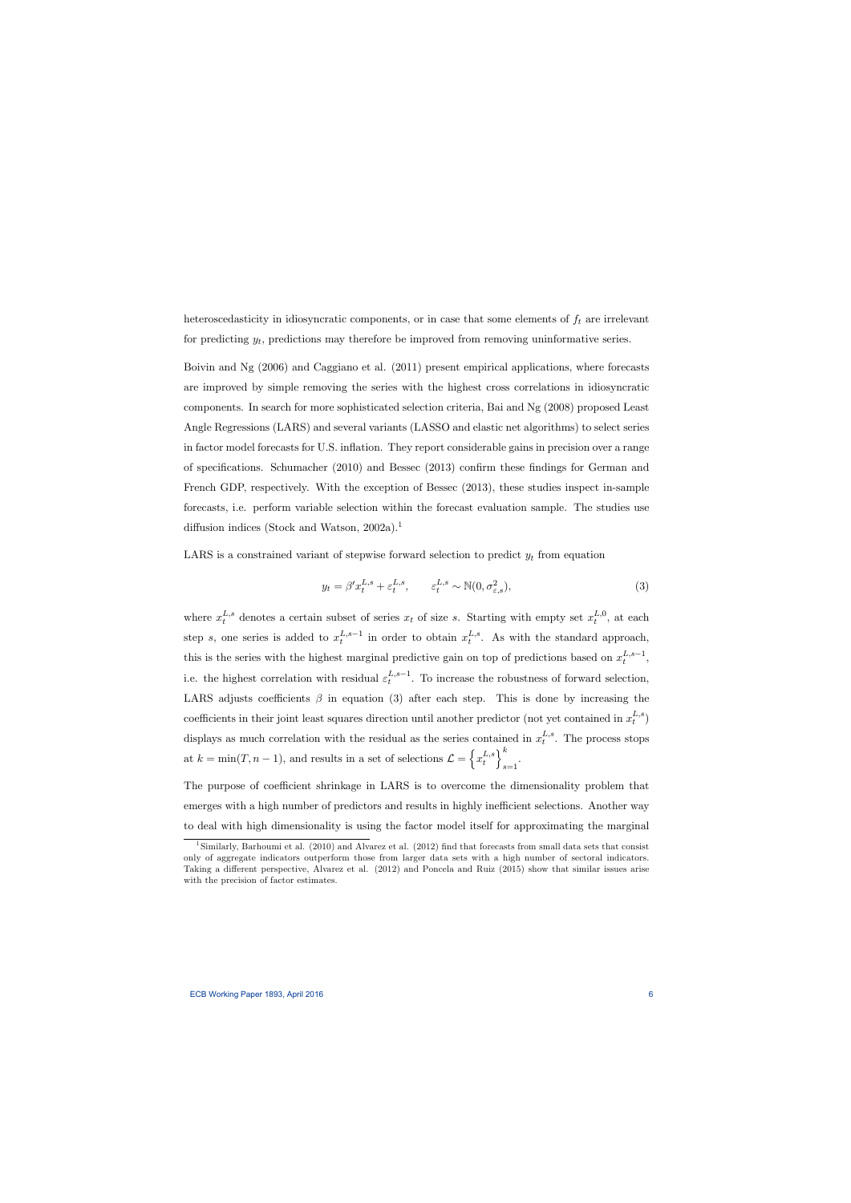heteroscedasticity in idiosyncratic components, or in case that some elements of $f_t$ are irrelevant for predicting $y_t$, predictions may therefore be improved from removing uninformative series.

Boivin and Ng (2006) and Caggiano et al. (2011) present empirical applications, where forecasts are improved by simple removing the series with the highest cross correlations in idiosyncratic components. In search for more sophisticated selection criteria, Bai and Ng (2008) proposed Least Angle Regressions (LARS) and several variants (LASSO and elastic net algorithms) to select series in factor model forecasts for U.S. inflation. They report considerable gains in precision over a range of specifications. Schumacher (2010) and Bessec (2013) confirm these findings for German and French GDP, respectively. With the exception of Bessec (2013), these studies inspect in-sample forecasts, i.e. perform variable selection within the forecast evaluation sample. The studies use diffusion indices (Stock and Watson, 2002a).[1]

LARS is a constrained variant of stepwise forward selection to predict $y_t$ from equation

$$y_t = \beta' x_t^{L,s} + \varepsilon_t^{L,s}, \qquad \varepsilon_t^{L,s} \sim \mathbb{N}(0, \sigma_{\varepsilon,s}^2), \tag{3}$$

where $x_t^{L,s}$ denotes a certain subset of series $x_t$ of size $s$. Starting with empty set $x_t^{L,0}$, at each step $s$, one series is added to $x_t^{L,s-1}$ in order to obtain $x_t^{L,s}$. As with the standard approach, this is the series with the highest marginal predictive gain on top of predictions based on $x_t^{L,s-1}$, i.e. the highest correlation with residual $\varepsilon_t^{L,s-1}$. To increase the robustness of forward selection, LARS adjusts coefficients $\beta$ in equation (3) after each step. This is done by increasing the coefficients in their joint least squares direction until another predictor (not yet contained in $x_t^{L,s}$) displays as much correlation with the residual as the series contained in $x_t^{L,s}$. The process stops at $k = \min(T, n-1)$, and results in a set of selections $\mathcal{L} = \left\{ x_t^{L,s} \right\}_{s=1}^{k}$.

The purpose of coefficient shrinkage in LARS is to overcome the dimensionality problem that emerges with a high number of predictors and results in highly inefficient selections. Another way to deal with high dimensionality is using the factor model itself for approximating the marginal

[1] Similarly, Barhoumi et al. (2010) and Alvarez et al. (2012) find that forecasts from small data sets that consist only of aggregate indicators outperform those from larger data sets with a high number of sectoral indicators. Taking a different perspective, Alvarez et al. (2012) and Poncela and Ruiz (2015) show that similar issues arise with the precision of factor estimates.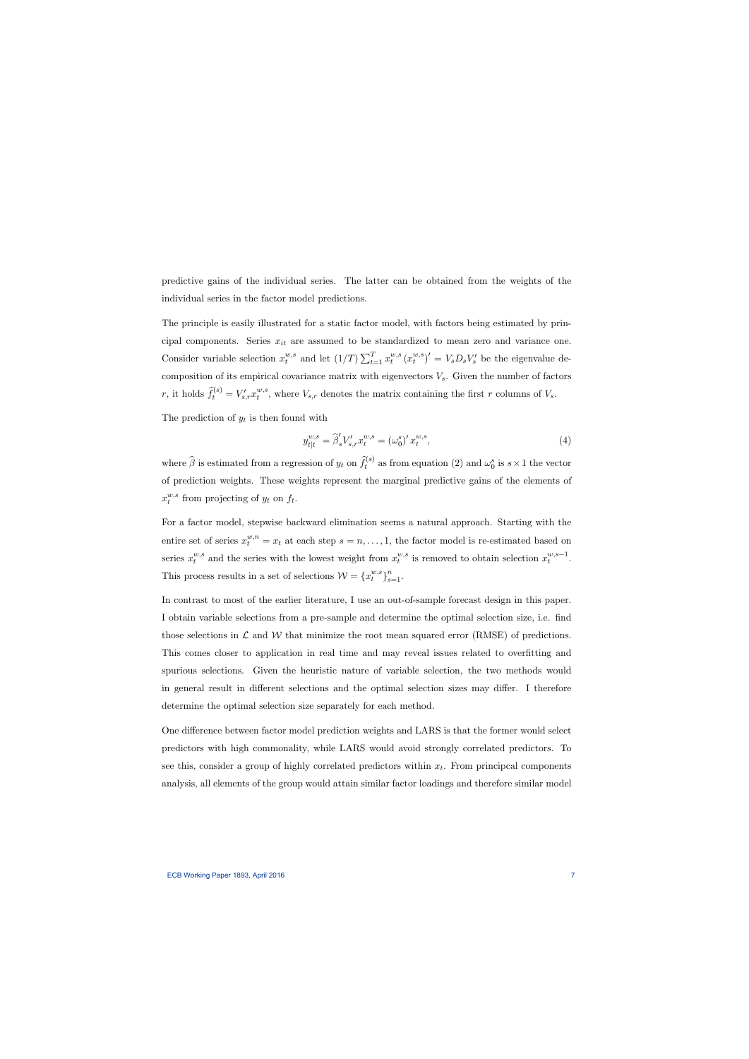predictive gains of the individual series. The latter can be obtained from the weights of the individual series in the factor model predictions.

The principle is easily illustrated for a static factor model, with factors being estimated by principal components. Series $x_{it}$ are assumed to be standardized to mean zero and variance one. Consider variable selection $x_t^{w,s}$ and let $(1/T)\sum_{t=1}^{T} x_t^{w,s}\left(x_t^{w,s}\right)' = V_s D_s V_s'$ be the eigenvalue decomposition of its empirical covariance matrix with eigenvectors $V_s$. Given the number of factors $r$, it holds $\widehat{f}_t^{(s)} = V_{s,r}' x_t^{w,s}$, where $V_{s,r}$ denotes the matrix containing the first $r$ columns of $V_s$.

The prediction of $y_t$ is then found with

$$y_{t|t}^{w,s} = \widehat{\beta}_s' V_{s,r}' x_t^{w,s} = \left(\omega_0^s\right)' x_t^{w,s}, \tag{4}$$

where $\widehat{\beta}$ is estimated from a regression of $y_t$ on $\widehat{f}_t^{(s)}$ as from equation (2) and $\omega_0^s$ is $s \times 1$ the vector of prediction weights. These weights represent the marginal predictive gains of the elements of $x_t^{w,s}$ from projecting of $y_t$ on $f_t$.

For a factor model, stepwise backward elimination seems a natural approach. Starting with the entire set of series $x_t^{w,n} = x_t$ at each step $s = n, \ldots, 1$, the factor model is re-estimated based on series $x_t^{w,s}$ and the series with the lowest weight from $x_t^{w,s}$ is removed to obtain selection $x_t^{w,s-1}$. This process results in a set of selections $\mathcal{W} = \{x_t^{w,s}\}_{s=1}^{n}$.

In contrast to most of the earlier literature, I use an out-of-sample forecast design in this paper. I obtain variable selections from a pre-sample and determine the optimal selection size, i.e. find those selections in $\mathcal{L}$ and $\mathcal{W}$ that minimize the root mean squared error (RMSE) of predictions. This comes closer to application in real time and may reveal issues related to overfitting and spurious selections. Given the heuristic nature of variable selection, the two methods would in general result in different selections and the optimal selection sizes may differ. I therefore determine the optimal selection size separately for each method.

One difference between factor model prediction weights and LARS is that the former would select predictors with high commonality, while LARS would avoid strongly correlated predictors. To see this, consider a group of highly correlated predictors within $x_t$. From principcal components analysis, all elements of the group would attain similar factor loadings and therefore similar model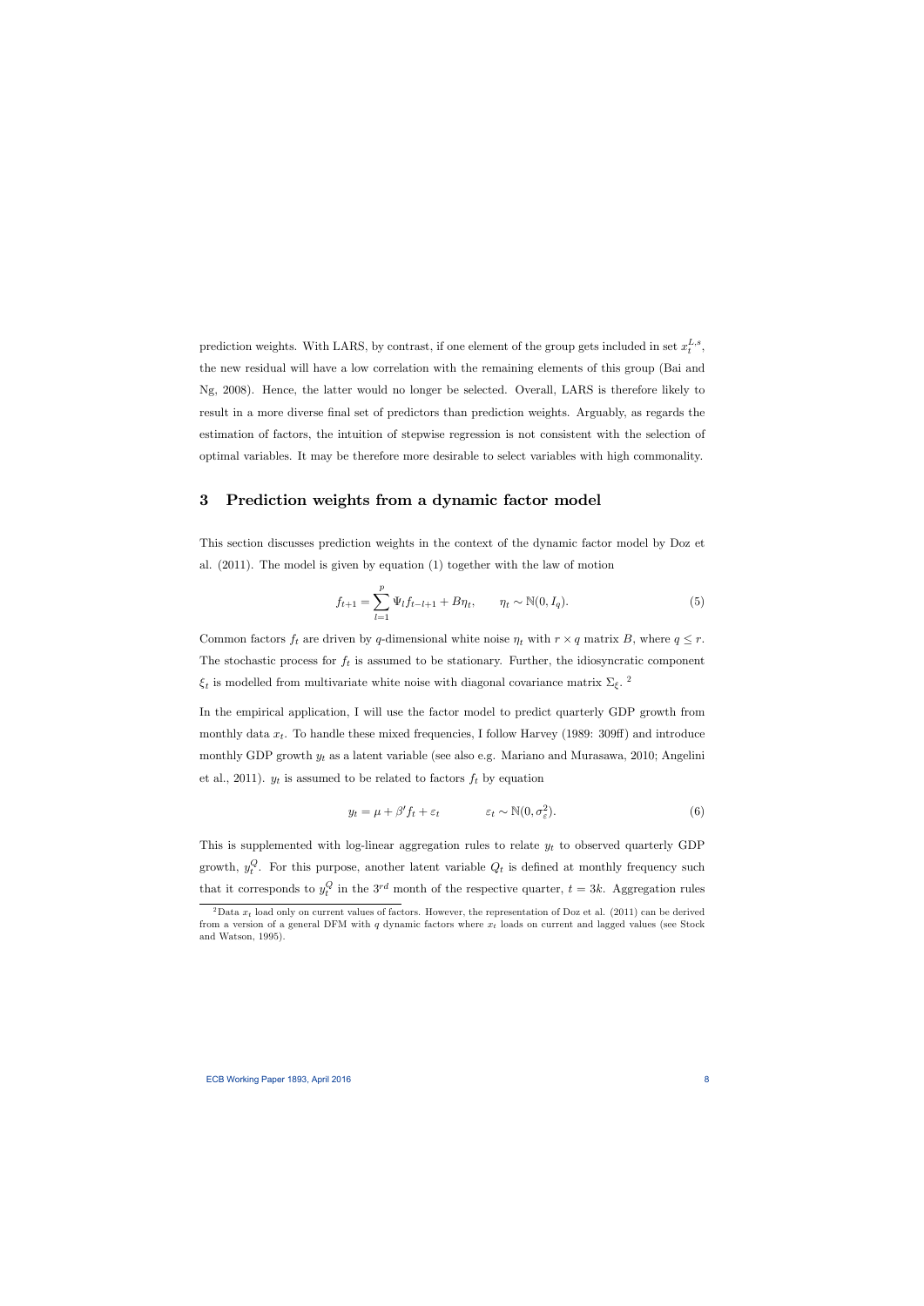prediction weights. With LARS, by contrast, if one element of the group gets included in set $x_t^{L,s}$, the new residual will have a low correlation with the remaining elements of this group (Bai and Ng, 2008). Hence, the latter would no longer be selected. Overall, LARS is therefore likely to result in a more diverse final set of predictors than prediction weights. Arguably, as regards the estimation of factors, the intuition of stepwise regression is not consistent with the selection of optimal variables. It may be therefore more desirable to select variables with high commonality.

## 3 Prediction weights from a dynamic factor model

This section discusses prediction weights in the context of the dynamic factor model by Doz et al. (2011). The model is given by equation (1) together with the law of motion

$$f_{t+1} = \sum_{l=1}^{p} \Psi_l f_{t-l+1} + B\eta_t, \qquad \eta_t \sim \mathbb{N}(0, I_q). \tag{5}$$

Common factors $f_t$ are driven by $q$-dimensional white noise $\eta_t$ with $r \times q$ matrix $B$, where $q \leq r$. The stochastic process for $f_t$ is assumed to be stationary. Further, the idiosyncratic component $\xi_t$ is modelled from multivariate white noise with diagonal covariance matrix $\Sigma_\xi$. [2]

In the empirical application, I will use the factor model to predict quarterly GDP growth from monthly data $x_t$. To handle these mixed frequencies, I follow Harvey (1989: 309ff) and introduce monthly GDP growth $y_t$ as a latent variable (see also e.g. Mariano and Murasawa, 2010; Angelini et al., 2011). $y_t$ is assumed to be related to factors $f_t$ by equation

$$y_t = \mu + \beta' f_t + \varepsilon_t \qquad \varepsilon_t \sim \mathbb{N}(0, \sigma_\varepsilon^2). \tag{6}$$

This is supplemented with log-linear aggregation rules to relate $y_t$ to observed quarterly GDP growth, $y_t^Q$. For this purpose, another latent variable $Q_t$ is defined at monthly frequency such that it corresponds to $y_t^Q$ in the $3^{rd}$ month of the respective quarter, $t = 3k$. Aggregation rules

[2] Data $x_t$ load only on current values of factors. However, the representation of Doz et al. (2011) can be derived from a version of a general DFM with $q$ dynamic factors where $x_t$ loads on current and lagged values (see Stock and Watson, 1995).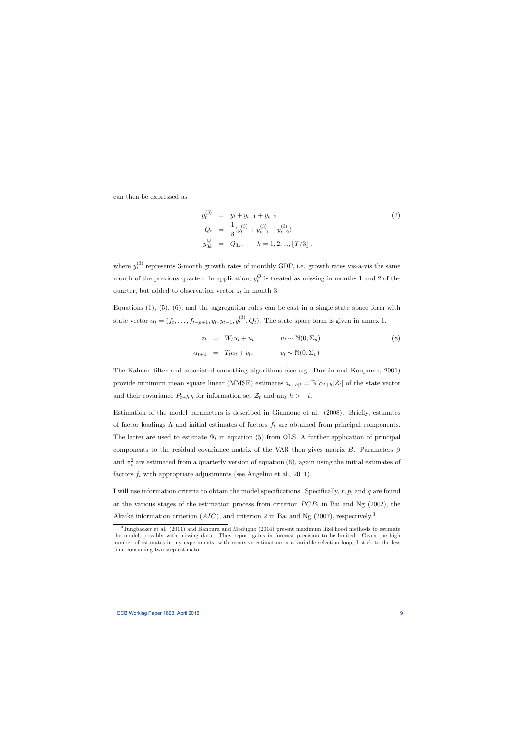can then be expressed as

$$
\begin{aligned}
y_t^{(3)} &= y_t + y_{t-1} + y_{t-2} \\
Q_t &= \frac{1}{3}(y_t^{(3)} + y_{t-1}^{(3)} + y_{t-2}^{(3)}) \\
y_{3k}^Q &= Q_{3k}, \qquad k = 1, 2, ..., \lfloor T/3 \rfloor .
\end{aligned} \tag{7}
$$

where $y_t^{(3)}$ represents 3-month growth rates of monthly GDP, i.e. growth rates vis-a-vis the same month of the previous quarter. In application, $y_t^Q$ is treated as missing in months 1 and 2 of the quarter, but added to observation vector $z_t$ in month 3.

Equations (1), (5), (6), and the aggregation rules can be cast in a single state space form with state vector $\alpha_t = (f_t, \ldots, f_{t-p+1}, y_t, y_{t-1}, y_t^{(3)}, Q_t)$. The state space form is given in annex 1.

$$
\begin{aligned}
z_t &= W_t \alpha_t + u_t \qquad & u_t \sim \mathbb{N}(0, \Sigma_u) \\
\alpha_{t+1} &= T_t \alpha_t + v_t, \qquad & v_t \sim \mathbb{N}(0, \Sigma_v)
\end{aligned} \tag{8}
$$

The Kalman filter and associated smoothing algorithms (see e.g. Durbin and Koopman, 2001) provide minimum mean square linear (MMSE) estimates $a_{t+h|t} = \mathbb{E}\left[\alpha_{t+h}|\mathcal{Z}_t\right]$ of the state vector and their covariance $P_{t+h|h}$ for information set $\mathcal{Z}_t$ and any $h > -t$.

Estimation of the model parameters is described in Giannone et al. (2008). Briefly, estimates of factor loadings $\Lambda$ and initial estimates of factors $f_t$ are obtained from principal components. The latter are used to estimate $\Psi_l$ in equation (5) from OLS. A further application of principal components to the residual covariance matrix of the VAR then gives matrix $B$. Parameters $\beta$ and $\sigma_\varepsilon^2$ are estimated from a quarterly version of equation (6), again using the initial estimates of factors $f_t$ with appropriate adjustments (see Angelini et al., 2011).

I will use information criteria to obtain the model specifications. Specifically, $r, p$, and $q$ are found at the various stages of the estimation process from criterion $PCP_2$ in Bai and Ng (2002), the Akaike information criterion ($AIC$), and criterion 2 in Bai and Ng (2007), respectively.[3]

[3] Jungbacker et al. (2011) and Banbura and Modugno (2014) present maximum likelihood methods to estimate the model, possibly with missing data. They report gains in forecast precision to be limited. Given the high number of estimates in my experiments, with recursive estimation in a variable selection loop, I stick to the less time-consuming two-step estimator.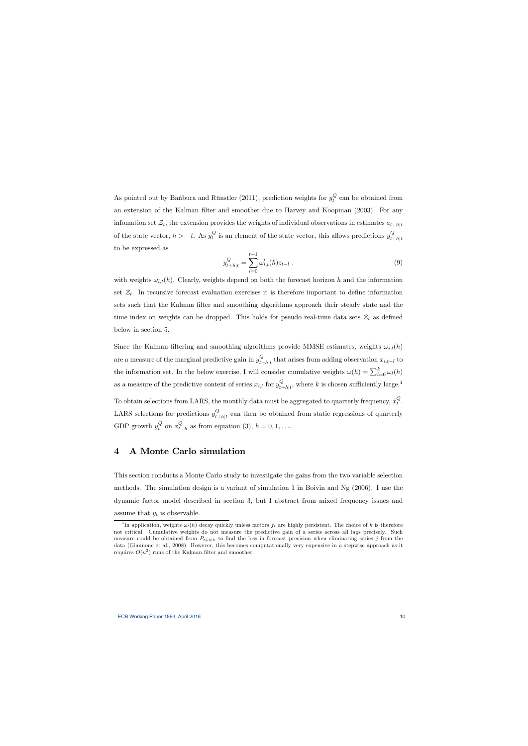As pointed out by Bańbura and Rünstler (2011), prediction weights for $y_t^Q$ can be obtained from an extension of the Kalman filter and smoother due to Harvey and Koopman (2003). For any infomation set $\mathcal{Z}_t$, the extension provides the weights of individual observations in estimates $a_{t+h|t}$ of the state vector, $h > -t$. As $y_t^Q$ is an element of the state vector, this allows predictions $y_{t+h|t}^Q$ to be expressed as

$$y_{t+h|t}^Q = \sum_{l=0}^{t-1} \omega_{l,t}'(h) z_{t-l} \ . \tag{9}$$

with weights $\omega_{l,t}(h)$. Clearly, weights depend on both the forecast horizon $h$ and the information set $\mathcal{Z}_t$. In recursive forecast evaluation exercises it is therefore important to define information sets such that the Kalman filter and smoothing algorithms approach their steady state and the time index on weights can be dropped. This holds for pseudo real-time data sets $\mathcal{Z}_t$ as defined below in section 5.

Since the Kalman filtering and smoothing algorithms provide MMSE estimates, weights $\omega_{i,l}(h)$ are a measure of the marginal predictive gain in $y_{t+h|t}^Q$ that arises from adding observation $x_{i,t-l}$ to the information set. In the below exercise, I will consider cumulative weights $\omega(h) = \sum_{l=0}^{k} \omega_l(h)$ as a measure of the predictive content of series $x_{i,t}$ for $y_{t+h|t}^Q$, where $k$ is chosen sufficiently large.[4]

To obtain selections from LARS, the monthly data must be aggregated to quarterly frequency, $x_t^Q$. LARS selections for predictions $y_{t+h|t}^Q$ can then be obtained from static regressions of quarterly GDP growth $y_t^Q$ on $x_{t-h}^Q$ as from equation (3), $h = 0, 1, \ldots$.

## 4 A Monte Carlo simulation

This section conducts a Monte Carlo study to investigate the gains from the two variable selection methods. The simulation design is a variant of simulation 1 in Boivin and Ng (2006). I use the dynamic factor model described in section 3, but I abstract from mixed frequency issues and assume that $y_t$ is observable.

[4] In application, weights $\omega_l(h)$ decay quickly unless factors $f_t$ are highly persistent. The choice of $k$ is therefore not critical. Cumulative weights do not measure the predictive gain of a series across all lags precisely. Such measure could be obtained from $P_{t+h|h}$ to find the loss in forecast precision when eliminating series $j$ from the data (Giannone et al., 2008). However, this becomes computationally very expensive in a stepwise approach as it requires $O(n^2)$ runs of the Kalman filter and smoother.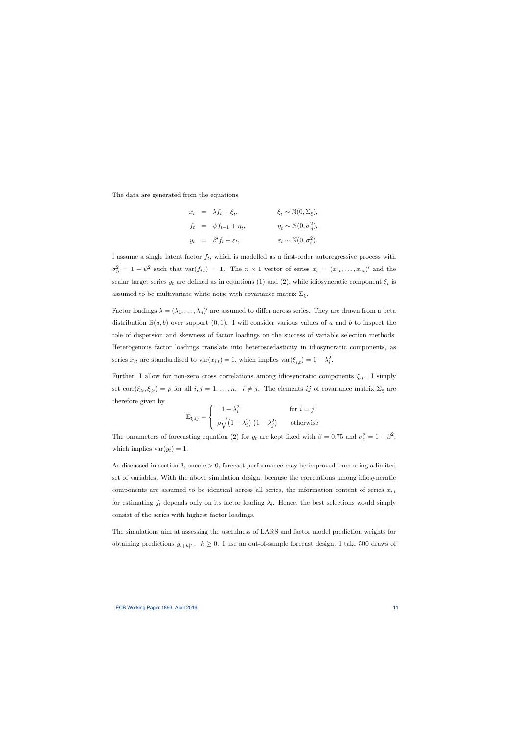The data are generated from the equations

$$
\begin{aligned}
x_t &= \lambda f_t + \xi_t, & \xi_t &\sim \mathbb{N}(0, \Sigma_\xi), \\
f_t &= \psi f_{t-1} + \eta_t, & \eta_t &\sim \mathbb{N}(0, \sigma_\eta^2), \\
y_t &= \beta' f_t + \varepsilon_t, & \varepsilon_t &\sim \mathbb{N}(0, \sigma_\varepsilon^2).
\end{aligned}
$$

I assume a single latent factor $f_t$, which is modelled as a first-order autoregressive process with $\sigma_\eta^2 = 1 - \psi^2$ such that $\text{var}(f_{i,t}) = 1$. The $n \times 1$ vector of series $x_t = (x_{1t}, \ldots, x_{nt})'$ and the scalar target series $y_t$ are defined as in equations (1) and (2), while idiosyncratic component $\xi_t$ is assumed to be multivariate white noise with covariance matrix $\Sigma_\xi$.

Factor loadings $\lambda = (\lambda_1, \ldots, \lambda_n)'$ are assumed to differ across series. They are drawn from a beta distribution $\mathbb{B}(a, b)$ over support $(0, 1)$. I will consider various values of $a$ and $b$ to inspect the role of dispersion and skewness of factor loadings on the success of variable selection methods. Heterogenous factor loadings translate into heteroscedasticity in idiosyncratic components, as series $x_{it}$ are standardised to $\text{var}(x_{i,t}) = 1$, which implies $\text{var}(\xi_{i,t}) = 1 - \lambda_i^2$.

Further, I allow for non-zero cross correlations among idiosyncratic components $\xi_{it}$. I simply set $\text{corr}(\xi_{it}, \xi_{jt}) = \rho$ for all $i, j = 1, \ldots, n, \;\; i \neq j$. The elements $ij$ of covariance matrix $\Sigma_\xi$ are therefore given by

$$
\Sigma_{\xi,ij} = \begin{cases} 1 - \lambda_i^2 & \text{for } i = j \\ \rho\sqrt{\left(1 - \lambda_i^2\right)\left(1 - \lambda_j^2\right)} & \text{otherwise} \end{cases}
$$

The parameters of forecasting equation (2) for $y_t$ are kept fixed with $\beta = 0.75$ and $\sigma_\varepsilon^2 = 1 - \beta^2$, which implies $\text{var}(y_t) = 1$.

As discussed in section 2, once $\rho > 0$, forecast performance may be improved from using a limited set of variables. With the above simulation design, because the correlations among idiosyncratic components are assumed to be identical across all series, the information content of series $x_{i,t}$ for estimating $f_t$ depends only on its factor loading $\lambda_i$. Hence, the best selections would simply consist of the series with highest factor loadings.

The simulations aim at assessing the usefulness of LARS and factor model prediction weights for obtaining predictions $y_{t+h|t,}$, $h \geq 0$. I use an out-of-sample forecast design. I take 500 draws of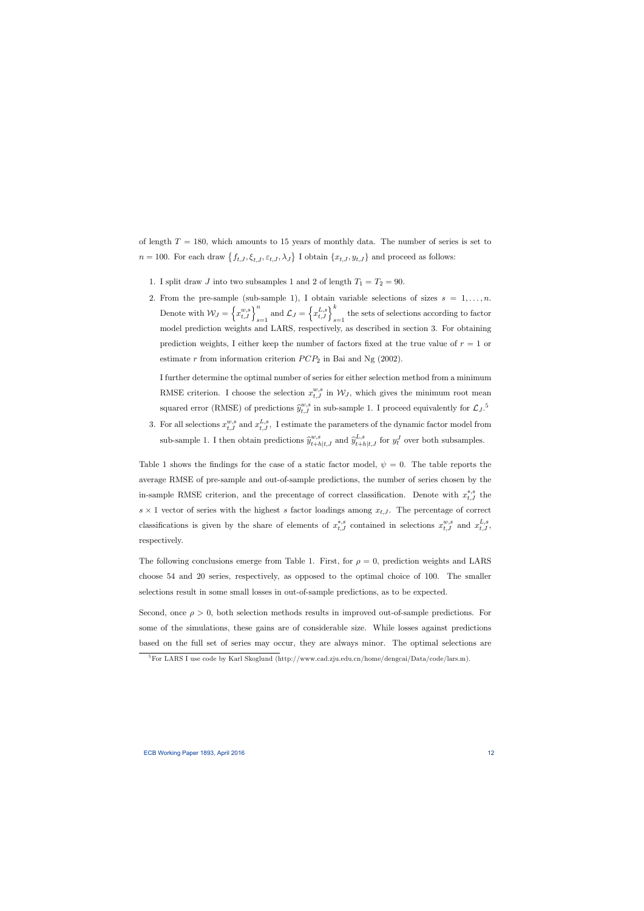of length $T = 180$, which amounts to 15 years of monthly data. The number of series is set to $n = 100$. For each draw $\{f_{t,J}, \xi_{t,J}, \varepsilon_{t,J}, \lambda_J\}$ I obtain $\{x_{t,J}, y_{t,J}\}$ and proceed as follows:

1. I split draw $J$ into two subsamples 1 and 2 of length $T_1 = T_2 = 90$.
2. From the pre-sample (sub-sample 1), I obtain variable selections of sizes $s = 1, \ldots, n$. Denote with $\mathcal{W}_J = \left\{x_{t,J}^{w,s}\right\}_{s=1}^{n}$ and $\mathcal{L}_J = \left\{x_{t,J}^{L,s}\right\}_{s=1}^{k}$ the sets of selections according to factor model prediction weights and LARS, respectively, as described in section 3. For obtaining prediction weights, I either keep the number of factors fixed at the true value of $r = 1$ or estimate $r$ from information criterion $PCP_2$ in Bai and Ng (2002).

   I further determine the optimal number of series for either selection method from a minimum RMSE criterion. I choose the selection $x_{t,J}^{w,s}$ in $\mathcal{W}_J$, which gives the minimum root mean squared error (RMSE) of predictions $\widehat{y}_{t,J}^{w,s}$ in sub-sample 1. I proceed equivalently for $\mathcal{L}_J$.[5]
3. For all selections $x_{t,J}^{w,s}$ and $x_{t,J}^{L,s}$, I estimate the parameters of the dynamic factor model from sub-sample 1. I then obtain predictions $\widehat{y}_{t+h|t,J}^{w,s}$ and $\widehat{y}_{t+h|t,J}^{L,s}$ for $y_t^J$ over both subsamples.

Table 1 shows the findings for the case of a static factor model, $\psi = 0$. The table reports the average RMSE of pre-sample and out-of-sample predictions, the number of series chosen by the in-sample RMSE criterion, and the precentage of correct classification. Denote with $x_{t,J}^{*,s}$ the $s \times 1$ vector of series with the highest $s$ factor loadings among $x_{t,J}$. The percentage of correct classifications is given by the share of elements of $x_{t,J}^{*,s}$ contained in selections $x_{t,J}^{w,s}$ and $x_{t,J}^{L,s}$, respectively.

The following conclusions emerge from Table 1. First, for $\rho = 0$, prediction weights and LARS choose 54 and 20 series, respectively, as opposed to the optimal choice of 100. The smaller selections result in some small losses in out-of-sample predictions, as to be expected.

Second, once $\rho > 0$, both selection methods results in improved out-of-sample predictions. For some of the simulations, these gains are of considerable size. While losses against predictions based on the full set of series may occur, they are always minor. The optimal selections are

[5] For LARS I use code by Karl Skoglund (http://www.cad.zju.edu.cn/home/dengcai/Data/code/lars.m).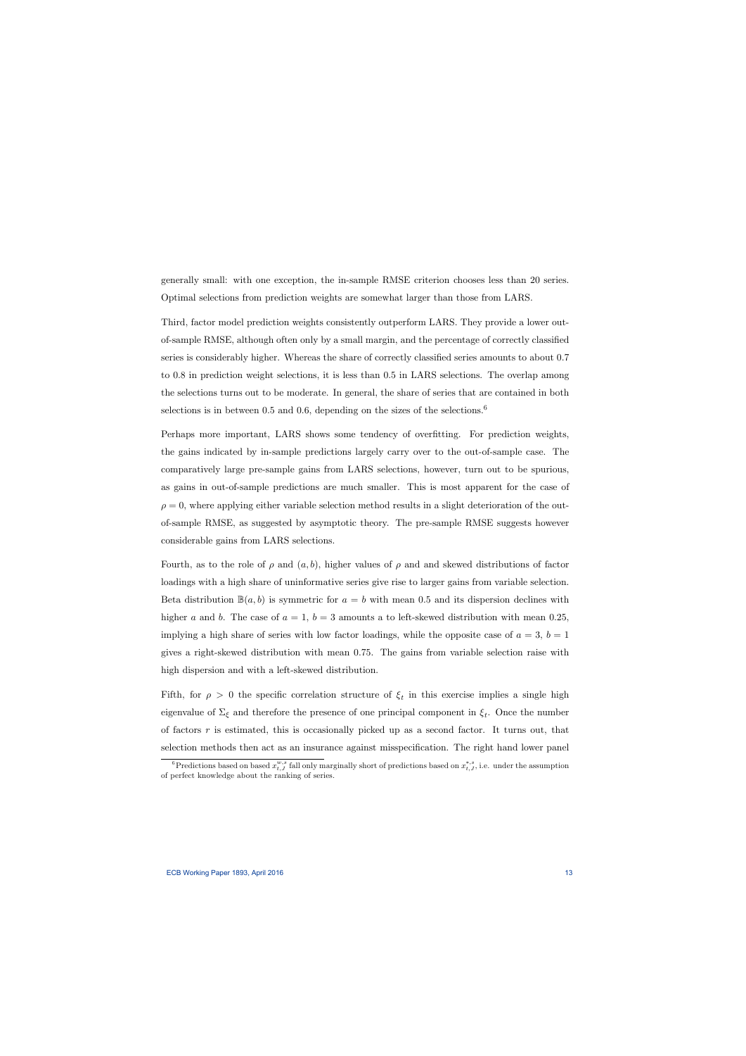generally small: with one exception, the in-sample RMSE criterion chooses less than 20 series. Optimal selections from prediction weights are somewhat larger than those from LARS.

Third, factor model prediction weights consistently outperform LARS. They provide a lower out-of-sample RMSE, although often only by a small margin, and the percentage of correctly classified series is considerably higher. Whereas the share of correctly classified series amounts to about 0.7 to 0.8 in prediction weight selections, it is less than 0.5 in LARS selections. The overlap among the selections turns out to be moderate. In general, the share of series that are contained in both selections is in between 0.5 and 0.6, depending on the sizes of the selections.[6]

Perhaps more important, LARS shows some tendency of overfitting. For prediction weights, the gains indicated by in-sample predictions largely carry over to the out-of-sample case. The comparatively large pre-sample gains from LARS selections, however, turn out to be spurious, as gains in out-of-sample predictions are much smaller. This is most apparent for the case of $\rho = 0$, where applying either variable selection method results in a slight deterioration of the out-of-sample RMSE, as suggested by asymptotic theory. The pre-sample RMSE suggests however considerable gains from LARS selections.

Fourth, as to the role of $\rho$ and $(a, b)$, higher values of $\rho$ and and skewed distributions of factor loadings with a high share of uninformative series give rise to larger gains from variable selection. Beta distribution $\mathbb{B}(a, b)$ is symmetric for $a = b$ with mean 0.5 and its dispersion declines with higher $a$ and $b$. The case of $a = 1$, $b = 3$ amounts a to left-skewed distribution with mean 0.25, implying a high share of series with low factor loadings, while the opposite case of $a = 3$, $b = 1$ gives a right-skewed distribution with mean 0.75. The gains from variable selection raise with high dispersion and with a left-skewed distribution.

Fifth, for $\rho > 0$ the specific correlation structure of $\xi_t$ in this exercise implies a single high eigenvalue of $\Sigma_\xi$ and therefore the presence of one principal component in $\xi_t$. Once the number of factors $r$ is estimated, this is occasionally picked up as a second factor. It turns out, that selection methods then act as an insurance against misspecification. The right hand lower panel

[6] Predictions based on based $x_{t,J}^{w,s}$ fall only marginally short of predictions based on $x_{t,J}^{*,s}$, i.e. under the assumption of perfect knowledge about the ranking of series.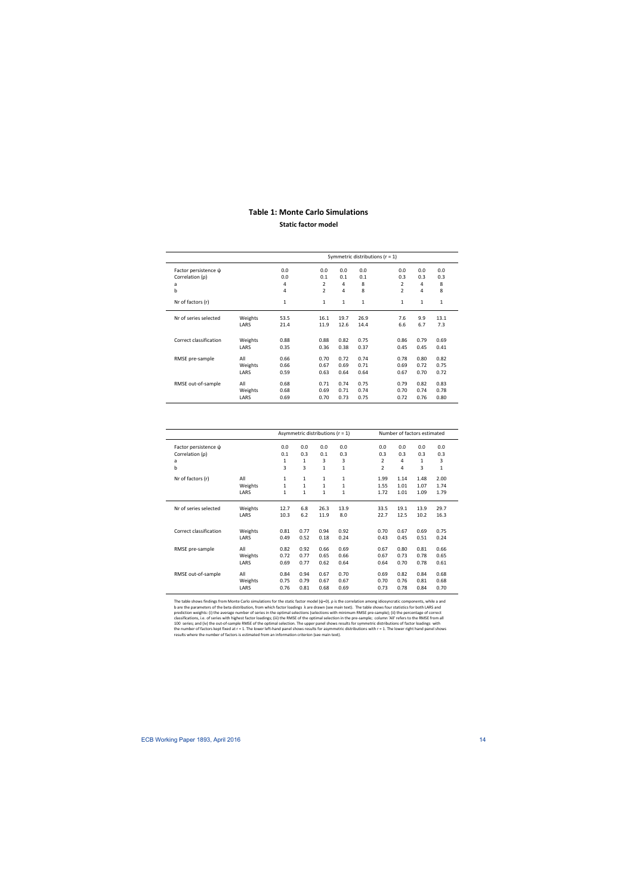## Table 1: Monte Carlo Simulations

### Static factor model

| | | | Symmetric distributions (r = 1) | | | | | |
|---|---|---|---|---|---|---|---|---|
| Factor persistence ψ | | 0.0 | 0.0 | 0.0 | 0.0 | 0.0 | 0.0 | 0.0 |
| Correlation (ρ) | | 0.0 | 0.1 | 0.1 | 0.1 | 0.3 | 0.3 | 0.3 |
| a | | 4 | 2 | 4 | 8 | 2 | 4 | 8 |
| b | | 4 | 2 | 4 | 8 | 2 | 4 | 8 |
| Nr of factors (r) | | 1 | 1 | 1 | 1 | 1 | 1 | 1 |
| Nr of series selected | Weights | 53.5 | 16.1 | 19.7 | 26.9 | 7.6 | 9.9 | 13.1 |
| | LARS | 21.4 | 11.9 | 12.6 | 14.4 | 6.6 | 6.7 | 7.3 |
| Correct classification | Weights | 0.88 | 0.88 | 0.82 | 0.75 | 0.86 | 0.79 | 0.69 |
| | LARS | 0.35 | 0.36 | 0.38 | 0.37 | 0.45 | 0.45 | 0.41 |
| RMSE pre-sample | All | 0.66 | 0.70 | 0.72 | 0.74 | 0.78 | 0.80 | 0.82 |
| | Weights | 0.66 | 0.67 | 0.69 | 0.71 | 0.69 | 0.72 | 0.75 |
| | LARS | 0.59 | 0.63 | 0.64 | 0.64 | 0.67 | 0.70 | 0.72 |
| RMSE out-of-sample | All | 0.68 | 0.71 | 0.74 | 0.75 | 0.79 | 0.82 | 0.83 |
| | Weights | 0.68 | 0.69 | 0.71 | 0.74 | 0.70 | 0.74 | 0.78 |
| | LARS | 0.69 | 0.70 | 0.73 | 0.75 | 0.72 | 0.76 | 0.80 |

| | | Asymmetric distributions (r = 1) | | | | Number of factors estimated | | | |
|---|---|---|---|---|---|---|---|---|---|
| Factor persistence ψ | | 0.0 | 0.0 | 0.0 | 0.0 | 0.0 | 0.0 | 0.0 | 0.0 |
| Correlation (ρ) | | 0.1 | 0.3 | 0.1 | 0.3 | 0.3 | 0.3 | 0.3 | 0.3 |
| a | | 1 | 1 | 3 | 3 | 2 | 4 | 1 | 3 |
| b | | 3 | 3 | 1 | 1 | 2 | 4 | 3 | 1 |
| Nr of factors (r) | All | 1 | 1 | 1 | 1 | 1.99 | 1.14 | 1.48 | 2.00 |
| | Weights | 1 | 1 | 1 | 1 | 1.55 | 1.01 | 1.07 | 1.74 |
| | LARS | 1 | 1 | 1 | 1 | 1.72 | 1.01 | 1.09 | 1.79 |
| Nr of series selected | Weights | 12.7 | 6.8 | 26.3 | 13.9 | 33.5 | 19.1 | 13.9 | 29.7 |
| | LARS | 10.3 | 6.2 | 11.9 | 8.0 | 22.7 | 12.5 | 10.2 | 16.3 |
| Correct classification | Weights | 0.81 | 0.77 | 0.94 | 0.92 | 0.70 | 0.67 | 0.69 | 0.75 |
| | LARS | 0.49 | 0.52 | 0.18 | 0.24 | 0.43 | 0.45 | 0.51 | 0.24 |
| RMSE pre-sample | All | 0.82 | 0.92 | 0.66 | 0.69 | 0.67 | 0.80 | 0.81 | 0.66 |
| | Weights | 0.72 | 0.77 | 0.65 | 0.66 | 0.67 | 0.73 | 0.78 | 0.65 |
| | LARS | 0.69 | 0.77 | 0.62 | 0.64 | 0.64 | 0.70 | 0.78 | 0.61 |
| RMSE out-of-sample | All | 0.84 | 0.94 | 0.67 | 0.70 | 0.69 | 0.82 | 0.84 | 0.68 |
| | Weights | 0.75 | 0.79 | 0.67 | 0.67 | 0.70 | 0.76 | 0.81 | 0.68 |
| | LARS | 0.76 | 0.81 | 0.68 | 0.69 | 0.73 | 0.78 | 0.84 | 0.70 |

The table shows findings from Monte Carlo simulations for the static factor model (ψ=0). ρ is the correlation among idiosyncratic components, while a and b are the parameters of the beta distribution, from which factor loadings λ are drawn (see main text). The table shows four statistics for both LARS and prediction weights: (i) the average number of series in the optimal selections (selections with minimum RMSE pre-sample); (ii) the percentage of correct classifications, i.e. of series with highest factor loadings; (iii) the RMSE of the optimal selection in the pre-sample; column 'All' refers to the RMSE from all 100 series; and (iv) the out-of-sample RMSE of the optimal selection. The upper panel shows results for symmetric distributions of factor loadings with the number of factors kept fixed at r = 1. The lower left-hand panel shows results for asymmetric distributions with r = 1. The lower right hand panel shows results where the number of factors is estimated from an information criterion (see main text).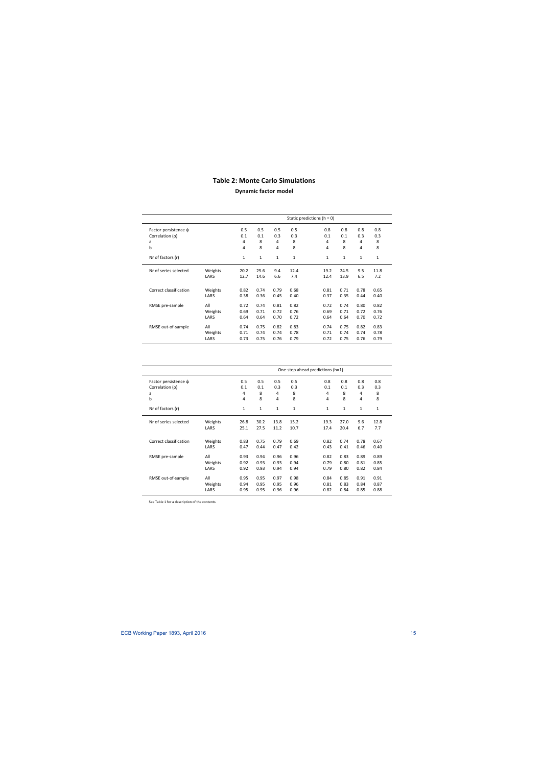## Table 2: Monte Carlo Simulations

**Dynamic factor model**

| | | Static predictions (h = 0) | | | | | | | |
|---|---|---|---|---|---|---|---|---|---|
| Factor persistence ψ | | 0.5 | 0.5 | 0.5 | 0.5 | 0.8 | 0.8 | 0.8 | 0.8 |
| Correlation (ρ) | | 0.1 | 0.1 | 0.3 | 0.3 | 0.1 | 0.1 | 0.3 | 0.3 |
| a | | 4 | 8 | 4 | 8 | 4 | 8 | 4 | 8 |
| b | | 4 | 8 | 4 | 8 | 4 | 8 | 4 | 8 |
| Nr of factors (r) | | 1 | 1 | 1 | 1 | 1 | 1 | 1 | 1 |
| Nr of series selected | Weights | 20.2 | 25.6 | 9.4 | 12.4 | 19.2 | 24.5 | 9.5 | 11.8 |
| | LARS | 12.7 | 14.6 | 6.6 | 7.4 | 12.4 | 13.9 | 6.5 | 7.2 |
| Correct classification | Weights | 0.82 | 0.74 | 0.79 | 0.68 | 0.81 | 0.71 | 0.78 | 0.65 |
| | LARS | 0.38 | 0.36 | 0.45 | 0.40 | 0.37 | 0.35 | 0.44 | 0.40 |
| RMSE pre-sample | All | 0.72 | 0.74 | 0.81 | 0.82 | 0.72 | 0.74 | 0.80 | 0.82 |
| | Weights | 0.69 | 0.71 | 0.72 | 0.76 | 0.69 | 0.71 | 0.72 | 0.76 |
| | LARS | 0.64 | 0.64 | 0.70 | 0.72 | 0.64 | 0.64 | 0.70 | 0.72 |
| RMSE out-of-sample | All | 0.74 | 0.75 | 0.82 | 0.83 | 0.74 | 0.75 | 0.82 | 0.83 |
| | Weights | 0.71 | 0.74 | 0.74 | 0.78 | 0.71 | 0.74 | 0.74 | 0.78 |
| | LARS | 0.73 | 0.75 | 0.76 | 0.79 | 0.72 | 0.75 | 0.76 | 0.79 |

| | | One-step ahead predictions (h=1) | | | | | | | |
|---|---|---|---|---|---|---|---|---|---|
| Factor persistence ψ | | 0.5 | 0.5 | 0.5 | 0.5 | 0.8 | 0.8 | 0.8 | 0.8 |
| Correlation (ρ) | | 0.1 | 0.1 | 0.3 | 0.3 | 0.1 | 0.1 | 0.3 | 0.3 |
| a | | 4 | 8 | 4 | 8 | 4 | 8 | 4 | 8 |
| b | | 4 | 8 | 4 | 8 | 4 | 8 | 4 | 8 |
| Nr of factors (r) | | 1 | 1 | 1 | 1 | 1 | 1 | 1 | 1 |
| Nr of series selected | Weights | 26.8 | 30.2 | 13.8 | 15.2 | 19.3 | 27.0 | 9.6 | 12.8 |
| | LARS | 25.1 | 27.5 | 11.2 | 10.7 | 17.4 | 20.4 | 6.7 | 7.7 |
| Correct classification | Weights | 0.83 | 0.75 | 0.79 | 0.69 | 0.82 | 0.74 | 0.78 | 0.67 |
| | LARS | 0.47 | 0.44 | 0.47 | 0.42 | 0.43 | 0.41 | 0.46 | 0.40 |
| RMSE pre-sample | All | 0.93 | 0.94 | 0.96 | 0.96 | 0.82 | 0.83 | 0.89 | 0.89 |
| | Weights | 0.92 | 0.93 | 0.93 | 0.94 | 0.79 | 0.80 | 0.81 | 0.85 |
| | LARS | 0.92 | 0.93 | 0.94 | 0.94 | 0.79 | 0.80 | 0.82 | 0.84 |
| RMSE out-of-sample | All | 0.95 | 0.95 | 0.97 | 0.98 | 0.84 | 0.85 | 0.91 | 0.91 |
| | Weights | 0.94 | 0.95 | 0.95 | 0.96 | 0.81 | 0.83 | 0.84 | 0.87 |
| | LARS | 0.95 | 0.95 | 0.96 | 0.96 | 0.82 | 0.84 | 0.85 | 0.88 |

See Table 1 for a description of the contents.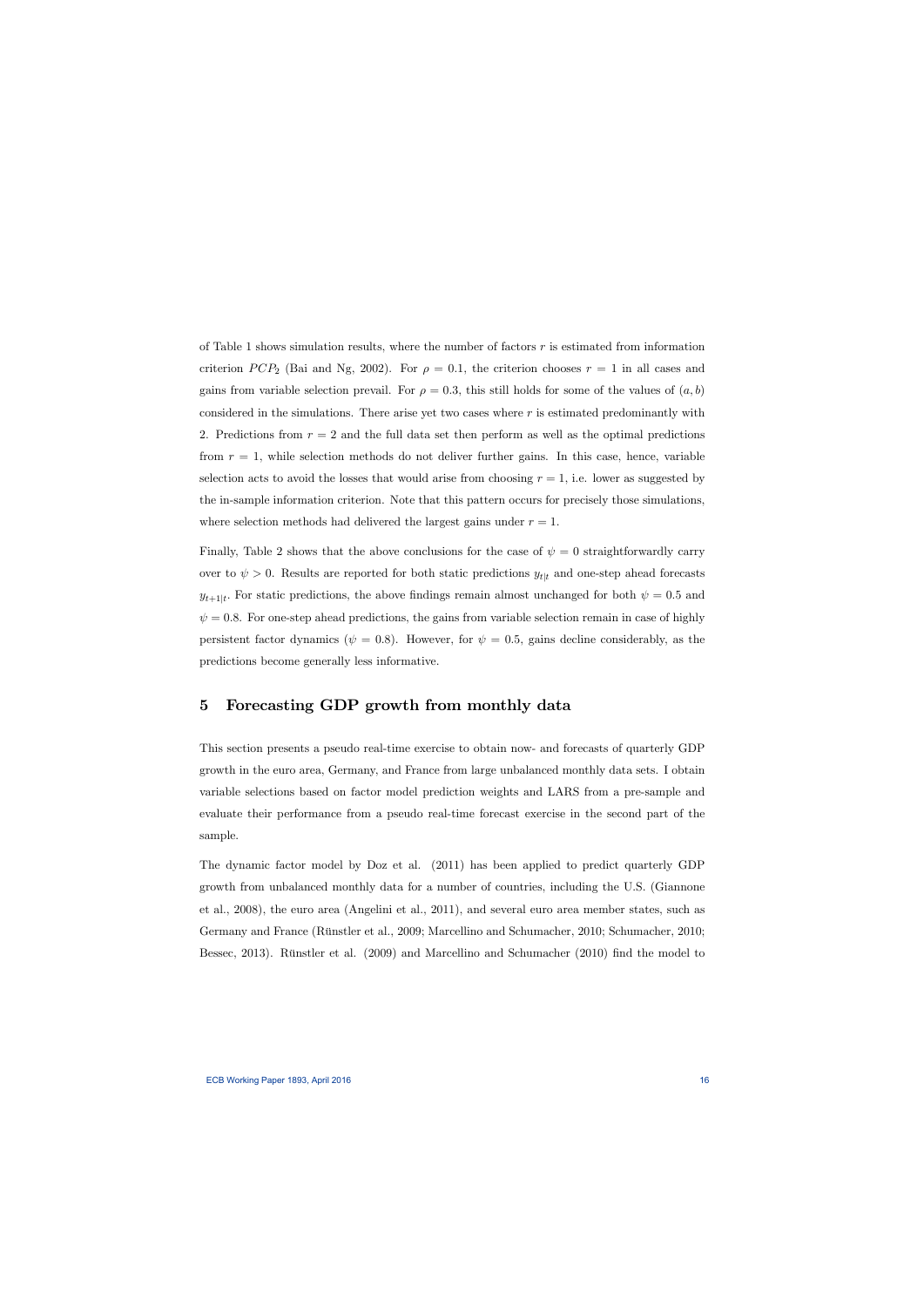of Table 1 shows simulation results, where the number of factors $r$ is estimated from information criterion $PCP_2$ (Bai and Ng, 2002). For $\rho = 0.1$, the criterion chooses $r = 1$ in all cases and gains from variable selection prevail. For $\rho = 0.3$, this still holds for some of the values of $(a, b)$ considered in the simulations. There arise yet two cases where $r$ is estimated predominantly with 2. Predictions from $r = 2$ and the full data set then perform as well as the optimal predictions from $r = 1$, while selection methods do not deliver further gains. In this case, hence, variable selection acts to avoid the losses that would arise from choosing $r = 1$, i.e. lower as suggested by the in-sample information criterion. Note that this pattern occurs for precisely those simulations, where selection methods had delivered the largest gains under $r = 1$.

Finally, Table 2 shows that the above conclusions for the case of $\psi = 0$ straightforwardly carry over to $\psi > 0$. Results are reported for both static predictions $y_{t|t}$ and one-step ahead forecasts $y_{t+1|t}$. For static predictions, the above findings remain almost unchanged for both $\psi = 0.5$ and $\psi = 0.8$. For one-step ahead predictions, the gains from variable selection remain in case of highly persistent factor dynamics ($\psi = 0.8$). However, for $\psi = 0.5$, gains decline considerably, as the predictions become generally less informative.

## 5 Forecasting GDP growth from monthly data

This section presents a pseudo real-time exercise to obtain now- and forecasts of quarterly GDP growth in the euro area, Germany, and France from large unbalanced monthly data sets. I obtain variable selections based on factor model prediction weights and LARS from a pre-sample and evaluate their performance from a pseudo real-time forecast exercise in the second part of the sample.

The dynamic factor model by Doz et al. (2011) has been applied to predict quarterly GDP growth from unbalanced monthly data for a number of countries, including the U.S. (Giannone et al., 2008), the euro area (Angelini et al., 2011), and several euro area member states, such as Germany and France (Rünstler et al., 2009; Marcellino and Schumacher, 2010; Schumacher, 2010; Bessec, 2013). Rünstler et al. (2009) and Marcellino and Schumacher (2010) find the model to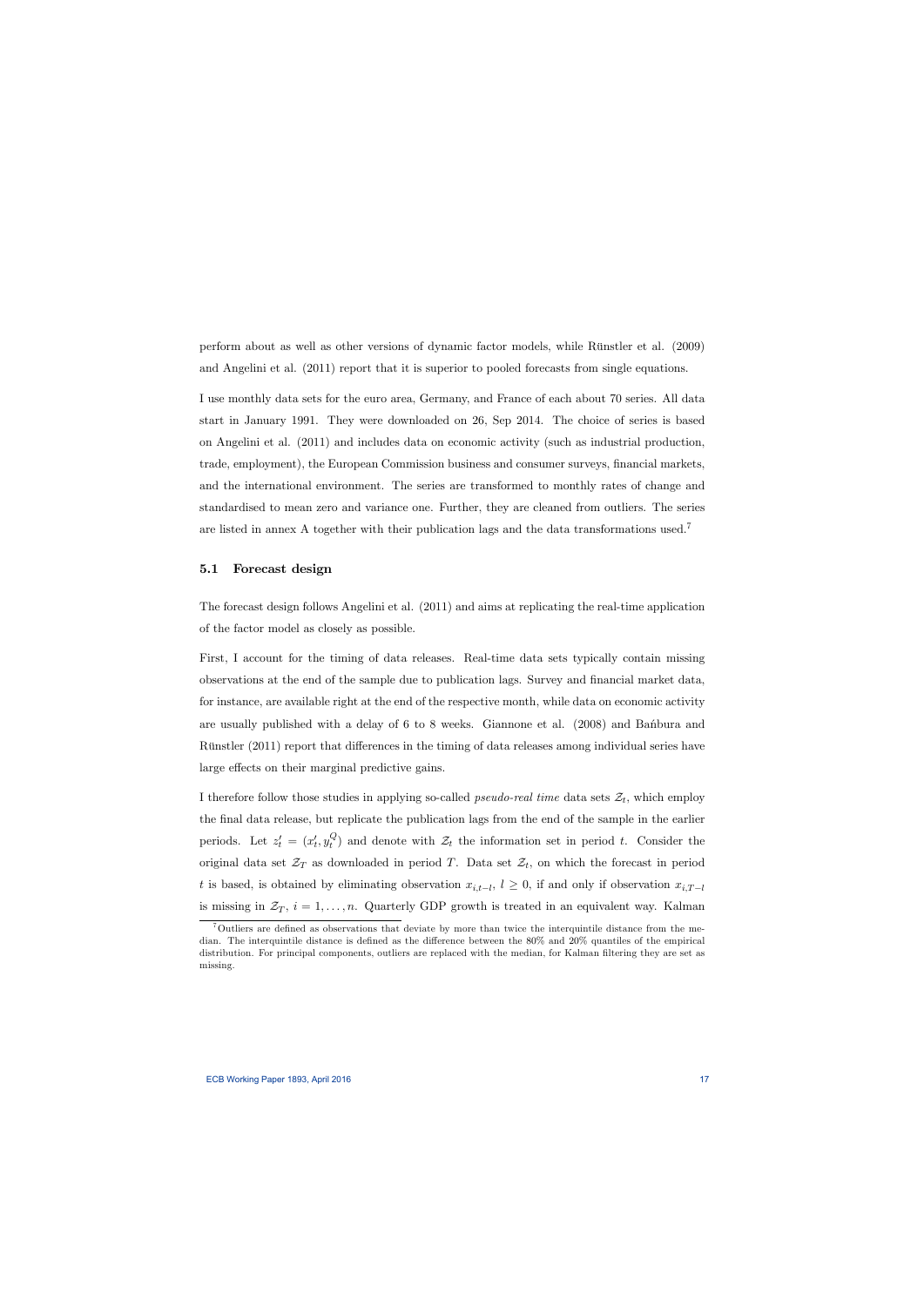perform about as well as other versions of dynamic factor models, while Rünstler et al. (2009) and Angelini et al. (2011) report that it is superior to pooled forecasts from single equations.

I use monthly data sets for the euro area, Germany, and France of each about 70 series. All data start in January 1991. They were downloaded on 26, Sep 2014. The choice of series is based on Angelini et al. (2011) and includes data on economic activity (such as industrial production, trade, employment), the European Commission business and consumer surveys, financial markets, and the international environment. The series are transformed to monthly rates of change and standardised to mean zero and variance one. Further, they are cleaned from outliers. The series are listed in annex A together with their publication lags and the data transformations used.[7]

## 5.1 Forecast design

The forecast design follows Angelini et al. (2011) and aims at replicating the real-time application of the factor model as closely as possible.

First, I account for the timing of data releases. Real-time data sets typically contain missing observations at the end of the sample due to publication lags. Survey and financial market data, for instance, are available right at the end of the respective month, while data on economic activity are usually published with a delay of 6 to 8 weeks. Giannone et al. (2008) and Bańbura and Rünstler (2011) report that differences in the timing of data releases among individual series have large effects on their marginal predictive gains.

I therefore follow those studies in applying so-called *pseudo-real time* data sets $\mathcal{Z}_t$, which employ the final data release, but replicate the publication lags from the end of the sample in the earlier periods. Let $z_t' = (x_t', y_t^Q)$ and denote with $\mathcal{Z}_t$ the information set in period $t$. Consider the original data set $\mathcal{Z}_T$ as downloaded in period $T$. Data set $\mathcal{Z}_t$, on which the forecast in period $t$ is based, is obtained by eliminating observation $x_{i,t-l}$, $l \geq 0$, if and only if observation $x_{i,T-l}$ is missing in $\mathcal{Z}_T$, $i = 1, \ldots, n$. Quarterly GDP growth is treated in an equivalent way. Kalman

[7] Outliers are defined as observations that deviate by more than twice the interquintile distance from the median. The interquintile distance is defined as the difference between the 80% and 20% quantiles of the empirical distribution. For principal components, outliers are replaced with the median, for Kalman filtering they are set as missing.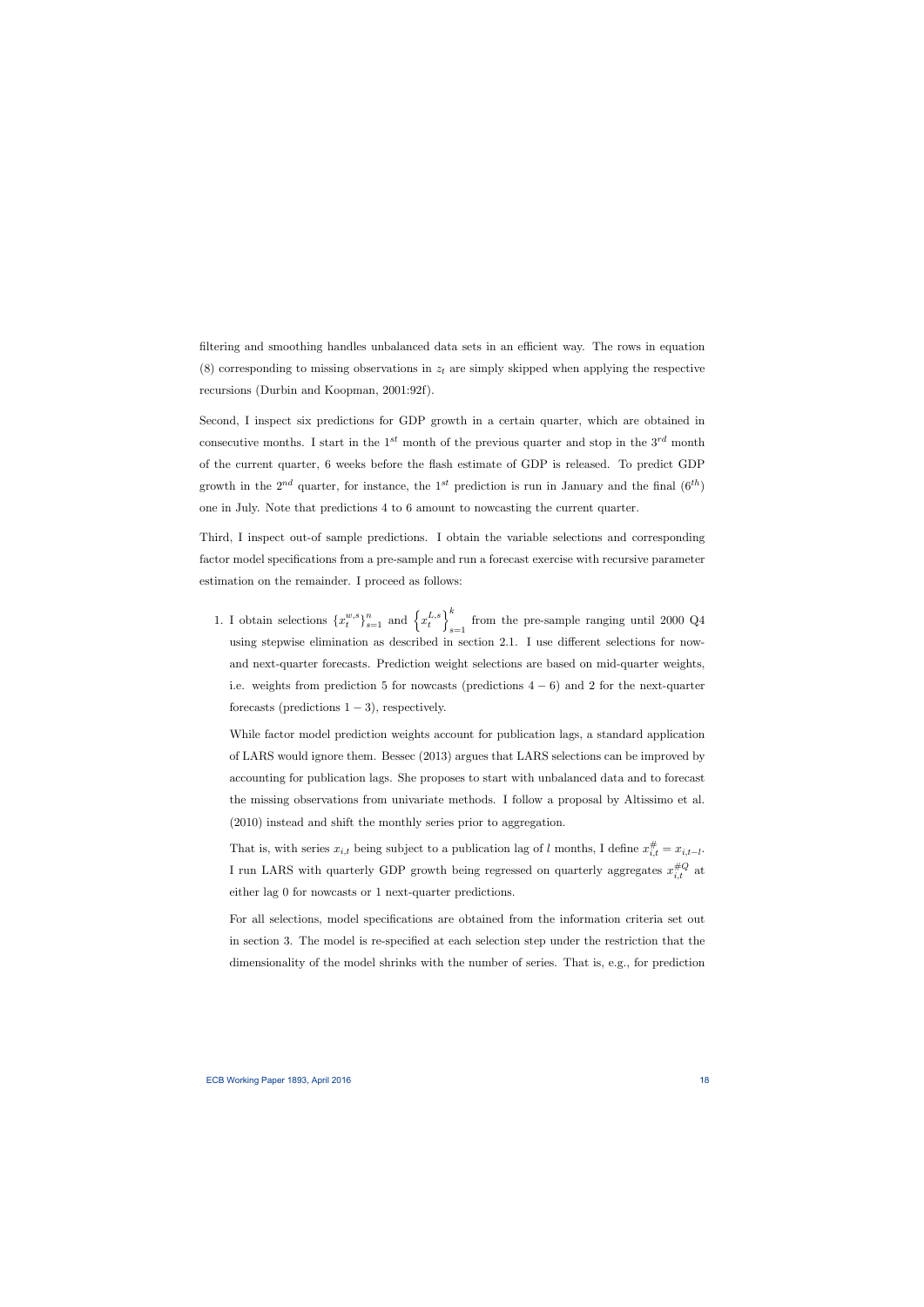filtering and smoothing handles unbalanced data sets in an efficient way. The rows in equation (8) corresponding to missing observations in $z_t$ are simply skipped when applying the respective recursions (Durbin and Koopman, 2001:92f).

Second, I inspect six predictions for GDP growth in a certain quarter, which are obtained in consecutive months. I start in the $1^{st}$ month of the previous quarter and stop in the $3^{rd}$ month of the current quarter, 6 weeks before the flash estimate of GDP is released. To predict GDP growth in the $2^{nd}$ quarter, for instance, the $1^{st}$ prediction is run in January and the final ($6^{th}$) one in July. Note that predictions 4 to 6 amount to nowcasting the current quarter.

Third, I inspect out-of sample predictions. I obtain the variable selections and corresponding factor model specifications from a pre-sample and run a forecast exercise with recursive parameter estimation on the remainder. I proceed as follows:

1. I obtain selections $\{x_t^{w,s}\}_{s=1}^n$ and $\left\{x_t^{L,s}\right\}_{s=1}^k$ from the pre-sample ranging until 2000 Q4 using stepwise elimination as described in section 2.1. I use different selections for now- and next-quarter forecasts. Prediction weight selections are based on mid-quarter weights, i.e. weights from prediction 5 for nowcasts (predictions $4-6$) and 2 for the next-quarter forecasts (predictions $1-3$), respectively.

   While factor model prediction weights account for publication lags, a standard application of LARS would ignore them. Bessec (2013) argues that LARS selections can be improved by accounting for publication lags. She proposes to start with unbalanced data and to forecast the missing observations from univariate methods. I follow a proposal by Altissimo et al. (2010) instead and shift the monthly series prior to aggregation.

   That is, with series $x_{i,t}$ being subject to a publication lag of $l$ months, I define $x_{i,t}^{\#} = x_{i,t-l}$. I run LARS with quarterly GDP growth being regressed on quarterly aggregates $x_{i,t}^{\#Q}$ at either lag 0 for nowcasts or 1 next-quarter predictions.

   For all selections, model specifications are obtained from the information criteria set out in section 3. The model is re-specified at each selection step under the restriction that the dimensionality of the model shrinks with the number of series. That is, e.g., for prediction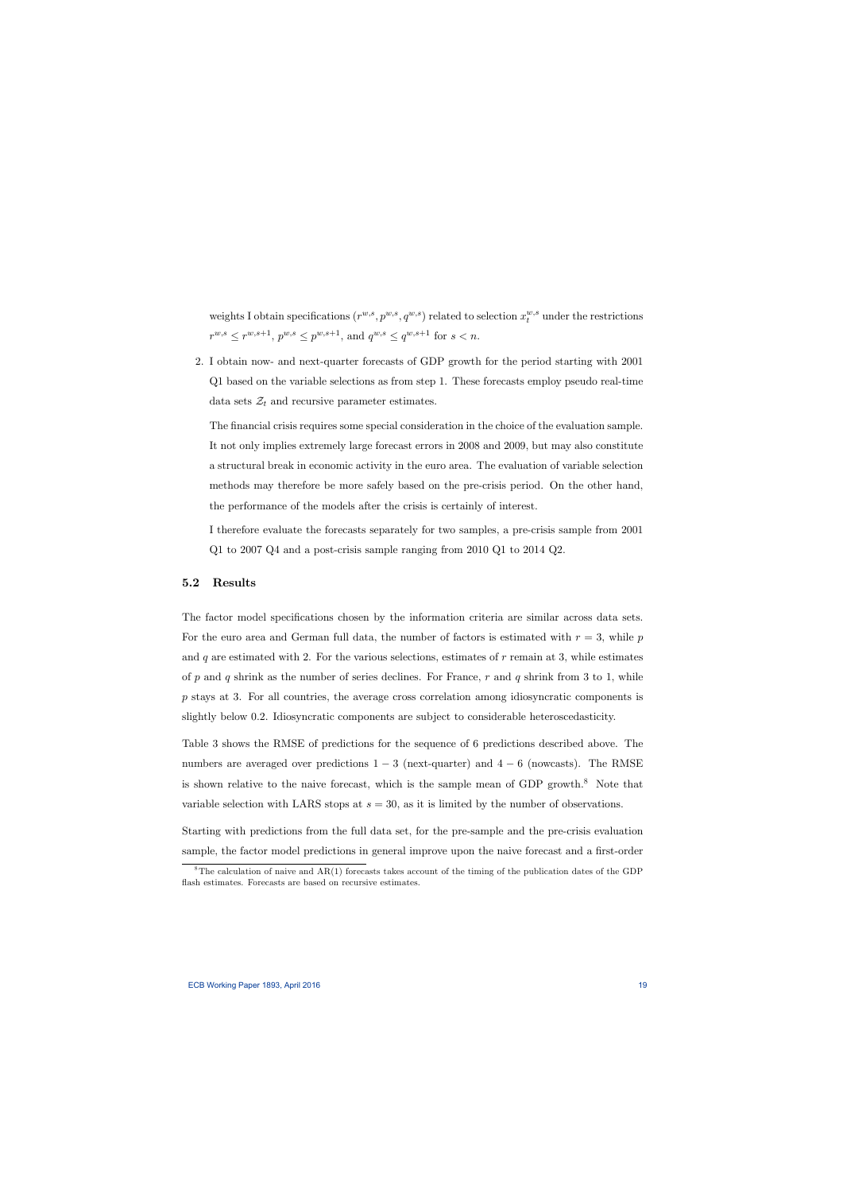weights I obtain specifications $(r^{w,s}, p^{w,s}, q^{w,s})$ related to selection $x_t^{w,s}$ under the restrictions $r^{w,s} \leq r^{w,s+1}$, $p^{w,s} \leq p^{w,s+1}$, and $q^{w,s} \leq q^{w,s+1}$ for $s < n$.

2. I obtain now- and next-quarter forecasts of GDP growth for the period starting with 2001 Q1 based on the variable selections as from step 1. These forecasts employ pseudo real-time data sets $\mathcal{Z}_t$ and recursive parameter estimates.

   The financial crisis requires some special consideration in the choice of the evaluation sample. It not only implies extremely large forecast errors in 2008 and 2009, but may also constitute a structural break in economic activity in the euro area. The evaluation of variable selection methods may therefore be more safely based on the pre-crisis period. On the other hand, the performance of the models after the crisis is certainly of interest.

   I therefore evaluate the forecasts separately for two samples, a pre-crisis sample from 2001 Q1 to 2007 Q4 and a post-crisis sample ranging from 2010 Q1 to 2014 Q2.

### 5.2 Results

The factor model specifications chosen by the information criteria are similar across data sets. For the euro area and German full data, the number of factors is estimated with $r = 3$, while $p$ and $q$ are estimated with 2. For the various selections, estimates of $r$ remain at 3, while estimates of $p$ and $q$ shrink as the number of series declines. For France, $r$ and $q$ shrink from 3 to 1, while $p$ stays at 3. For all countries, the average cross correlation among idiosyncratic components is slightly below 0.2. Idiosyncratic components are subject to considerable heteroscedasticity.

Table 3 shows the RMSE of predictions for the sequence of 6 predictions described above. The numbers are averaged over predictions $1-3$ (next-quarter) and $4-6$ (nowcasts). The RMSE is shown relative to the naive forecast, which is the sample mean of GDP growth.[8] Note that variable selection with LARS stops at $s = 30$, as it is limited by the number of observations.

Starting with predictions from the full data set, for the pre-sample and the pre-crisis evaluation sample, the factor model predictions in general improve upon the naive forecast and a first-order

[8] The calculation of naive and AR(1) forecasts takes account of the timing of the publication dates of the GDP flash estimates. Forecasts are based on recursive estimates.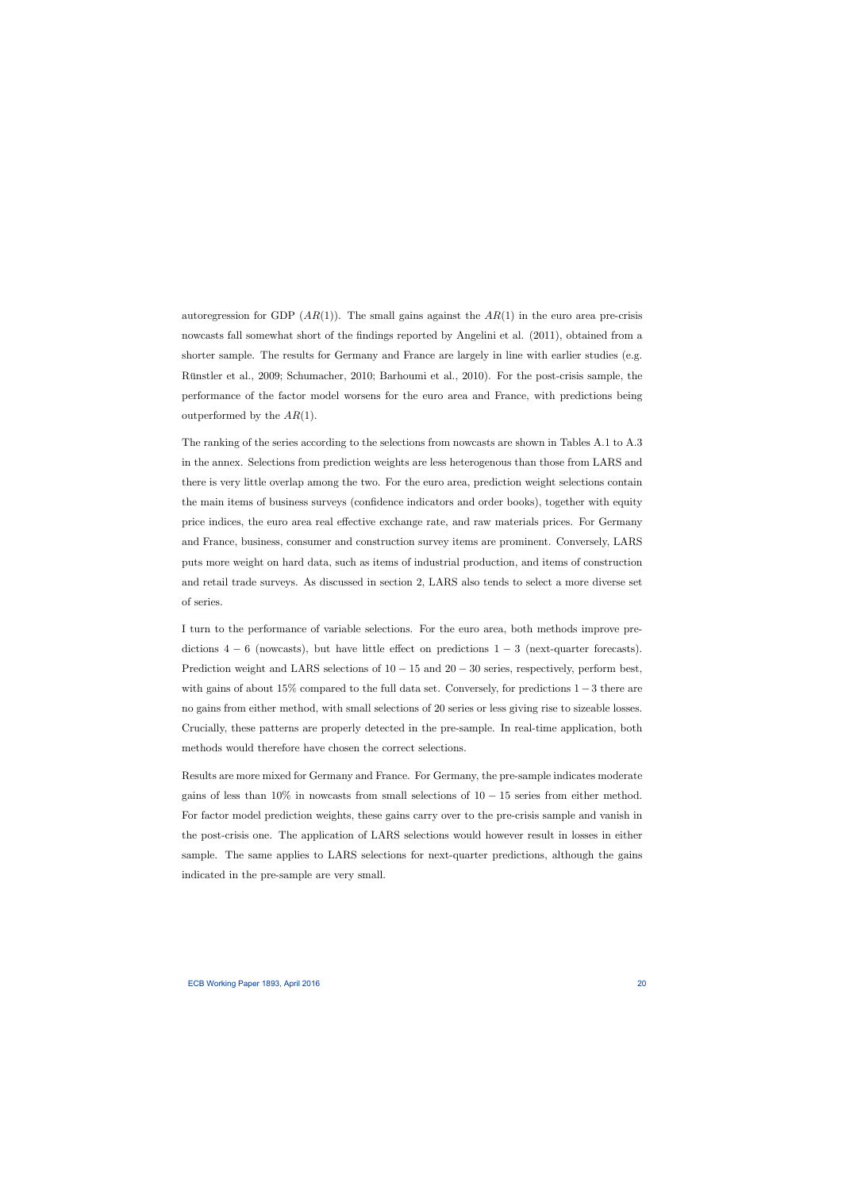autoregression for GDP ($AR(1)$). The small gains against the $AR(1)$ in the euro area pre-crisis nowcasts fall somewhat short of the findings reported by Angelini et al. (2011), obtained from a shorter sample. The results for Germany and France are largely in line with earlier studies (e.g. Rünstler et al., 2009; Schumacher, 2010; Barhoumi et al., 2010). For the post-crisis sample, the performance of the factor model worsens for the euro area and France, with predictions being outperformed by the $AR(1)$.

The ranking of the series according to the selections from nowcasts are shown in Tables A.1 to A.3 in the annex. Selections from prediction weights are less heterogenous than those from LARS and there is very little overlap among the two. For the euro area, prediction weight selections contain the main items of business surveys (confidence indicators and order books), together with equity price indices, the euro area real effective exchange rate, and raw materials prices. For Germany and France, business, consumer and construction survey items are prominent. Conversely, LARS puts more weight on hard data, such as items of industrial production, and items of construction and retail trade surveys. As discussed in section 2, LARS also tends to select a more diverse set of series.

I turn to the performance of variable selections. For the euro area, both methods improve predictions $4-6$ (nowcasts), but have little effect on predictions $1-3$ (next-quarter forecasts). Prediction weight and LARS selections of $10-15$ and $20-30$ series, respectively, perform best, with gains of about 15% compared to the full data set. Conversely, for predictions $1-3$ there are no gains from either method, with small selections of 20 series or less giving rise to sizeable losses. Crucially, these patterns are properly detected in the pre-sample. In real-time application, both methods would therefore have chosen the correct selections.

Results are more mixed for Germany and France. For Germany, the pre-sample indicates moderate gains of less than 10% in nowcasts from small selections of $10-15$ series from either method. For factor model prediction weights, these gains carry over to the pre-crisis sample and vanish in the post-crisis one. The application of LARS selections would however result in losses in either sample. The same applies to LARS selections for next-quarter predictions, although the gains indicated in the pre-sample are very small.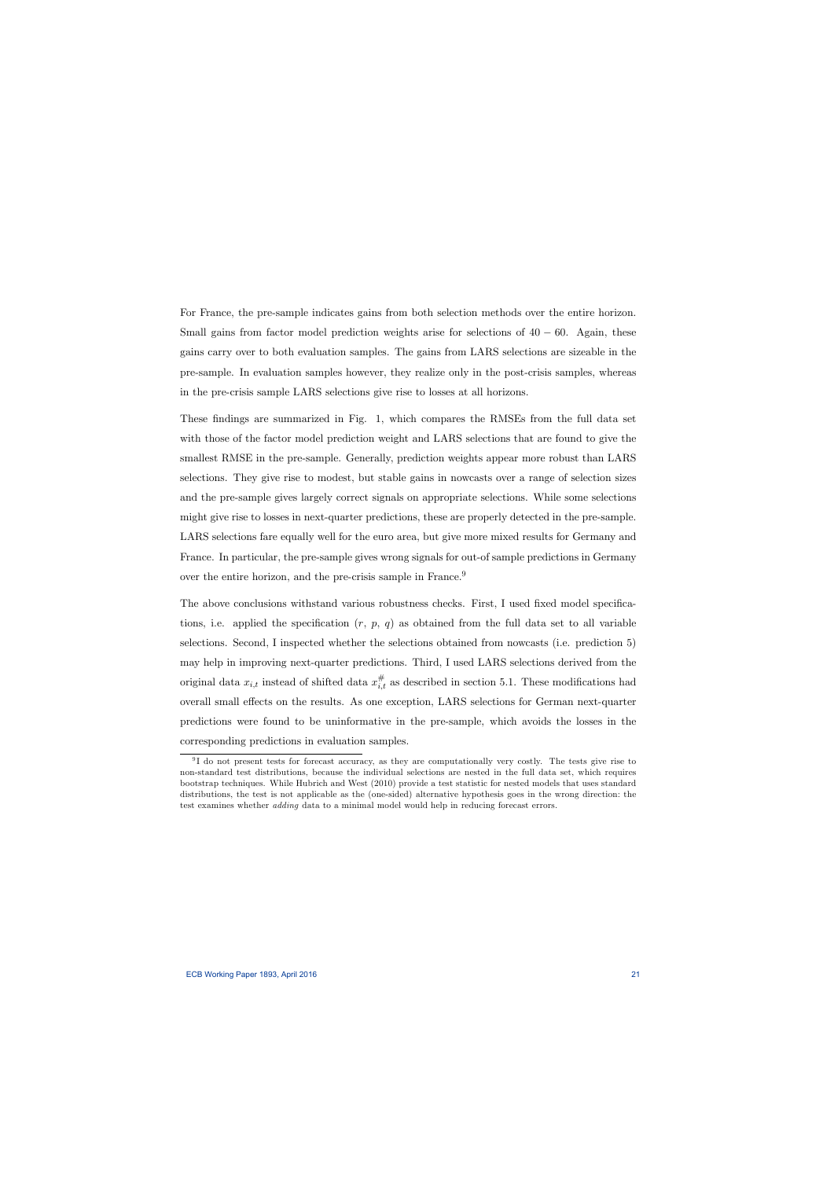For France, the pre-sample indicates gains from both selection methods over the entire horizon. Small gains from factor model prediction weights arise for selections of $40 - 60$. Again, these gains carry over to both evaluation samples. The gains from LARS selections are sizeable in the pre-sample. In evaluation samples however, they realize only in the post-crisis samples, whereas in the pre-crisis sample LARS selections give rise to losses at all horizons.

These findings are summarized in Fig. 1, which compares the RMSEs from the full data set with those of the factor model prediction weight and LARS selections that are found to give the smallest RMSE in the pre-sample. Generally, prediction weights appear more robust than LARS selections. They give rise to modest, but stable gains in nowcasts over a range of selection sizes and the pre-sample gives largely correct signals on appropriate selections. While some selections might give rise to losses in next-quarter predictions, these are properly detected in the pre-sample. LARS selections fare equally well for the euro area, but give more mixed results for Germany and France. In particular, the pre-sample gives wrong signals for out-of sample predictions in Germany over the entire horizon, and the pre-crisis sample in France.[9]

The above conclusions withstand various robustness checks. First, I used fixed model specifications, i.e. applied the specification ($r$, $p$, $q$) as obtained from the full data set to all variable selections. Second, I inspected whether the selections obtained from nowcasts (i.e. prediction 5) may help in improving next-quarter predictions. Third, I used LARS selections derived from the original data $x_{i,t}$ instead of shifted data $x^{\#}_{i,t}$ as described in section 5.1. These modifications had overall small effects on the results. As one exception, LARS selections for German next-quarter predictions were found to be uninformative in the pre-sample, which avoids the losses in the corresponding predictions in evaluation samples.

[9] I do not present tests for forecast accuracy, as they are computationally very costly. The tests give rise to non-standard test distributions, because the individual selections are nested in the full data set, which requires bootstrap techniques. While Hubrich and West (2010) provide a test statistic for nested models that uses standard distributions, the test is not applicable as the (one-sided) alternative hypothesis goes in the wrong direction: the test examines whether *adding* data to a minimal model would help in reducing forecast errors.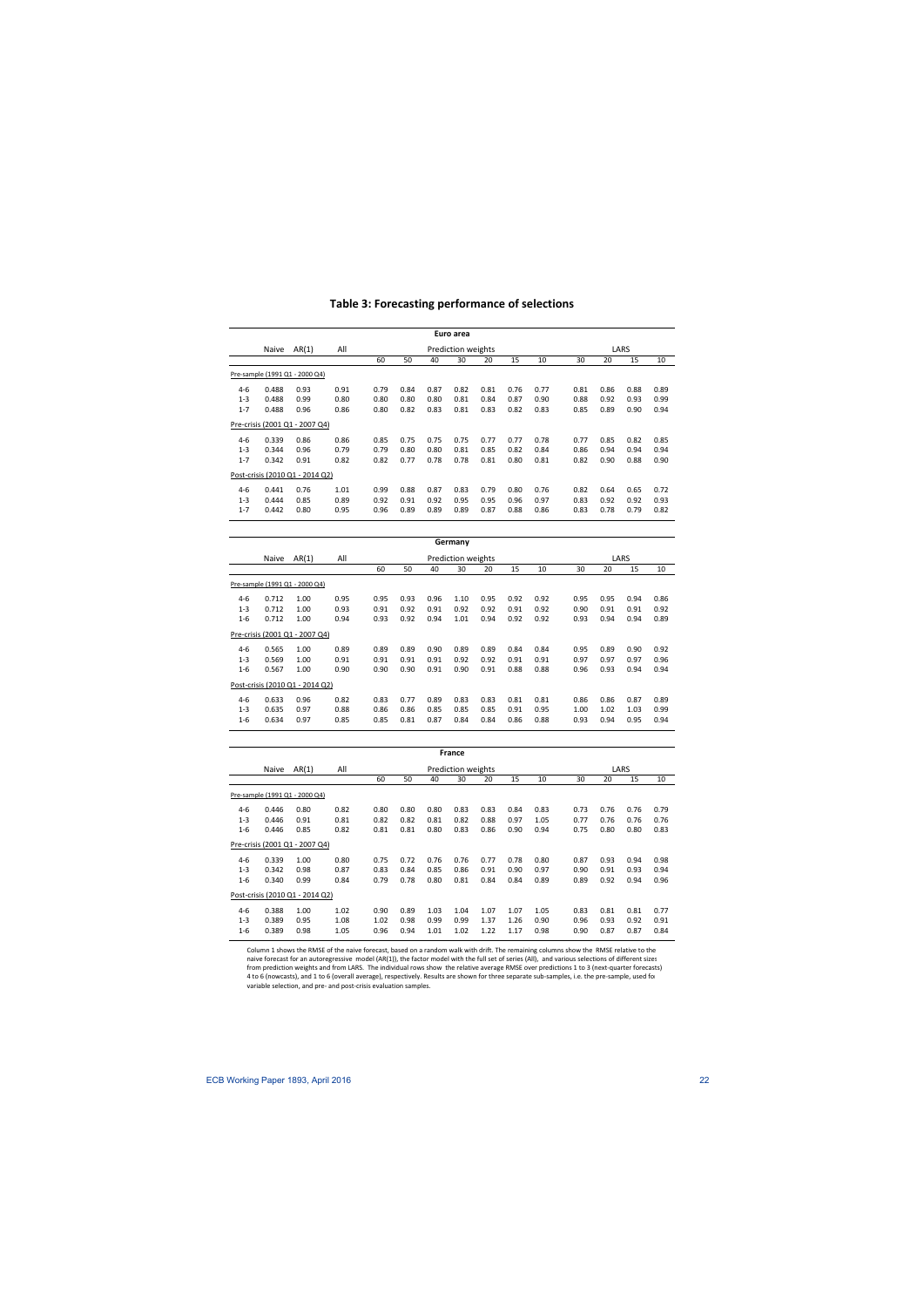**Table 3: Forecasting performance of selections**

| Euro area | | | | | | | | | | | | | | |
|---|---|---|---|---|---|---|---|---|---|---|---|---|---|---|
| | Naive | AR(1) | All | Prediction weights | | | | | | | LARS | | | |
| | | | | 60 | 50 | 40 | 30 | 20 | 15 | 10 | 30 | 20 | 15 | 10 |
| Pre-sample (1991 Q1 - 2000 Q4) | | | | | | | | | | | | | | |
| 4-6 | 0.488 | 0.93 | 0.91 | 0.79 | 0.84 | 0.87 | 0.82 | 0.81 | 0.76 | 0.77 | 0.81 | 0.86 | 0.88 | 0.89 |
| 1-3 | 0.488 | 0.99 | 0.80 | 0.80 | 0.80 | 0.80 | 0.81 | 0.84 | 0.87 | 0.90 | 0.88 | 0.92 | 0.93 | 0.99 |
| 1-7 | 0.488 | 0.96 | 0.86 | 0.80 | 0.82 | 0.83 | 0.81 | 0.83 | 0.82 | 0.83 | 0.85 | 0.89 | 0.90 | 0.94 |
| Pre-crisis (2001 Q1 - 2007 Q4) | | | | | | | | | | | | | | |
| 4-6 | 0.339 | 0.86 | 0.86 | 0.85 | 0.75 | 0.75 | 0.75 | 0.77 | 0.77 | 0.78 | 0.77 | 0.85 | 0.82 | 0.85 |
| 1-3 | 0.344 | 0.96 | 0.79 | 0.79 | 0.80 | 0.80 | 0.81 | 0.85 | 0.82 | 0.84 | 0.86 | 0.94 | 0.94 | 0.94 |
| 1-7 | 0.342 | 0.91 | 0.82 | 0.82 | 0.77 | 0.78 | 0.78 | 0.81 | 0.80 | 0.81 | 0.82 | 0.90 | 0.88 | 0.90 |
| Post-crisis (2010 Q1 - 2014 Q2) | | | | | | | | | | | | | | |
| 4-6 | 0.441 | 0.76 | 1.01 | 0.99 | 0.88 | 0.87 | 0.83 | 0.79 | 0.80 | 0.76 | 0.82 | 0.64 | 0.65 | 0.72 |
| 1-3 | 0.444 | 0.85 | 0.89 | 0.92 | 0.91 | 0.92 | 0.95 | 0.95 | 0.96 | 0.97 | 0.83 | 0.92 | 0.92 | 0.93 |
| 1-7 | 0.442 | 0.80 | 0.95 | 0.96 | 0.89 | 0.89 | 0.89 | 0.87 | 0.88 | 0.86 | 0.83 | 0.78 | 0.79 | 0.82 |

| Germany | | | | | | | | | | | | | | |
|---|---|---|---|---|---|---|---|---|---|---|---|---|---|---|
| | Naive | AR(1) | All | Prediction weights | | | | | | | LARS | | | |
| | | | | 60 | 50 | 40 | 30 | 20 | 15 | 10 | 30 | 20 | 15 | 10 |
| Pre-sample (1991 Q1 - 2000 Q4) | | | | | | | | | | | | | | |
| 4-6 | 0.712 | 1.00 | 0.95 | 0.95 | 0.93 | 0.96 | 1.10 | 0.95 | 0.92 | 0.92 | 0.95 | 0.95 | 0.94 | 0.86 |
| 1-3 | 0.712 | 1.00 | 0.93 | 0.91 | 0.92 | 0.91 | 0.92 | 0.92 | 0.91 | 0.92 | 0.90 | 0.91 | 0.91 | 0.92 |
| 1-6 | 0.712 | 1.00 | 0.94 | 0.93 | 0.92 | 0.94 | 1.01 | 0.94 | 0.92 | 0.92 | 0.93 | 0.94 | 0.94 | 0.89 |
| Pre-crisis (2001 Q1 - 2007 Q4) | | | | | | | | | | | | | | |
| 4-6 | 0.565 | 1.00 | 0.89 | 0.89 | 0.89 | 0.90 | 0.89 | 0.89 | 0.84 | 0.84 | 0.95 | 0.89 | 0.90 | 0.92 |
| 1-3 | 0.569 | 1.00 | 0.91 | 0.91 | 0.91 | 0.91 | 0.92 | 0.92 | 0.91 | 0.91 | 0.97 | 0.97 | 0.97 | 0.96 |
| 1-6 | 0.567 | 1.00 | 0.90 | 0.90 | 0.90 | 0.91 | 0.90 | 0.91 | 0.88 | 0.88 | 0.96 | 0.93 | 0.94 | 0.94 |
| Post-crisis (2010 Q1 - 2014 Q2) | | | | | | | | | | | | | | |
| 4-6 | 0.633 | 0.96 | 0.82 | 0.83 | 0.77 | 0.89 | 0.83 | 0.83 | 0.81 | 0.81 | 0.86 | 0.86 | 0.87 | 0.89 |
| 1-3 | 0.635 | 0.97 | 0.88 | 0.86 | 0.86 | 0.85 | 0.85 | 0.85 | 0.91 | 0.95 | 1.00 | 1.02 | 1.03 | 0.99 |
| 1-6 | 0.634 | 0.97 | 0.85 | 0.85 | 0.81 | 0.87 | 0.84 | 0.84 | 0.86 | 0.88 | 0.93 | 0.94 | 0.95 | 0.94 |

| France | | | | | | | | | | | | | | |
|---|---|---|---|---|---|---|---|---|---|---|---|---|---|---|
| | Naive | AR(1) | All | Prediction weights | | | | | | | LARS | | | |
| | | | | 60 | 50 | 40 | 30 | 20 | 15 | 10 | 30 | 20 | 15 | 10 |
| Pre-sample (1991 Q1 - 2000 Q4) | | | | | | | | | | | | | | |
| 4-6 | 0.446 | 0.80 | 0.82 | 0.80 | 0.80 | 0.80 | 0.83 | 0.83 | 0.84 | 0.83 | 0.73 | 0.76 | 0.76 | 0.79 |
| 1-3 | 0.446 | 0.91 | 0.81 | 0.82 | 0.82 | 0.81 | 0.82 | 0.88 | 0.97 | 1.05 | 0.77 | 0.76 | 0.76 | 0.76 |
| 1-6 | 0.446 | 0.85 | 0.82 | 0.81 | 0.81 | 0.80 | 0.83 | 0.86 | 0.90 | 0.94 | 0.75 | 0.80 | 0.80 | 0.83 |
| Pre-crisis (2001 Q1 - 2007 Q4) | | | | | | | | | | | | | | |
| 4-6 | 0.339 | 1.00 | 0.80 | 0.75 | 0.72 | 0.76 | 0.76 | 0.77 | 0.78 | 0.80 | 0.87 | 0.93 | 0.94 | 0.98 |
| 1-3 | 0.342 | 0.98 | 0.87 | 0.83 | 0.84 | 0.85 | 0.86 | 0.91 | 0.90 | 0.97 | 0.90 | 0.91 | 0.93 | 0.94 |
| 1-6 | 0.340 | 0.99 | 0.84 | 0.79 | 0.78 | 0.80 | 0.81 | 0.84 | 0.84 | 0.89 | 0.89 | 0.92 | 0.94 | 0.96 |
| Post-crisis (2010 Q1 - 2014 Q2) | | | | | | | | | | | | | | |
| 4-6 | 0.388 | 1.00 | 1.02 | 0.90 | 0.89 | 1.03 | 1.04 | 1.07 | 1.07 | 1.05 | 0.83 | 0.81 | 0.81 | 0.77 |
| 1-3 | 0.389 | 0.95 | 1.08 | 1.02 | 0.98 | 0.99 | 0.99 | 1.37 | 1.26 | 0.90 | 0.96 | 0.93 | 0.92 | 0.91 |
| 1-6 | 0.389 | 0.98 | 1.05 | 0.96 | 0.94 | 1.01 | 1.02 | 1.22 | 1.17 | 0.98 | 0.90 | 0.87 | 0.87 | 0.84 |

Column 1 shows the RMSE of the naive forecast, based on a random walk with drift. The remaining columns show the RMSE relative to the naive forecast for an autoregressive model (AR(1)), the factor model with the full set of series (All), and various selections of different sizes from prediction weights and from LARS. The individual rows show the relative average RMSE over predictions 1 to 3 (next-quarter forecasts) 4 to 6 (nowcasts), and 1 to 6 (overall average), respectively. Results are shown for three separate sub-samples, i.e. the pre-sample, used for variable selection, and pre- and post-crisis evaluation samples.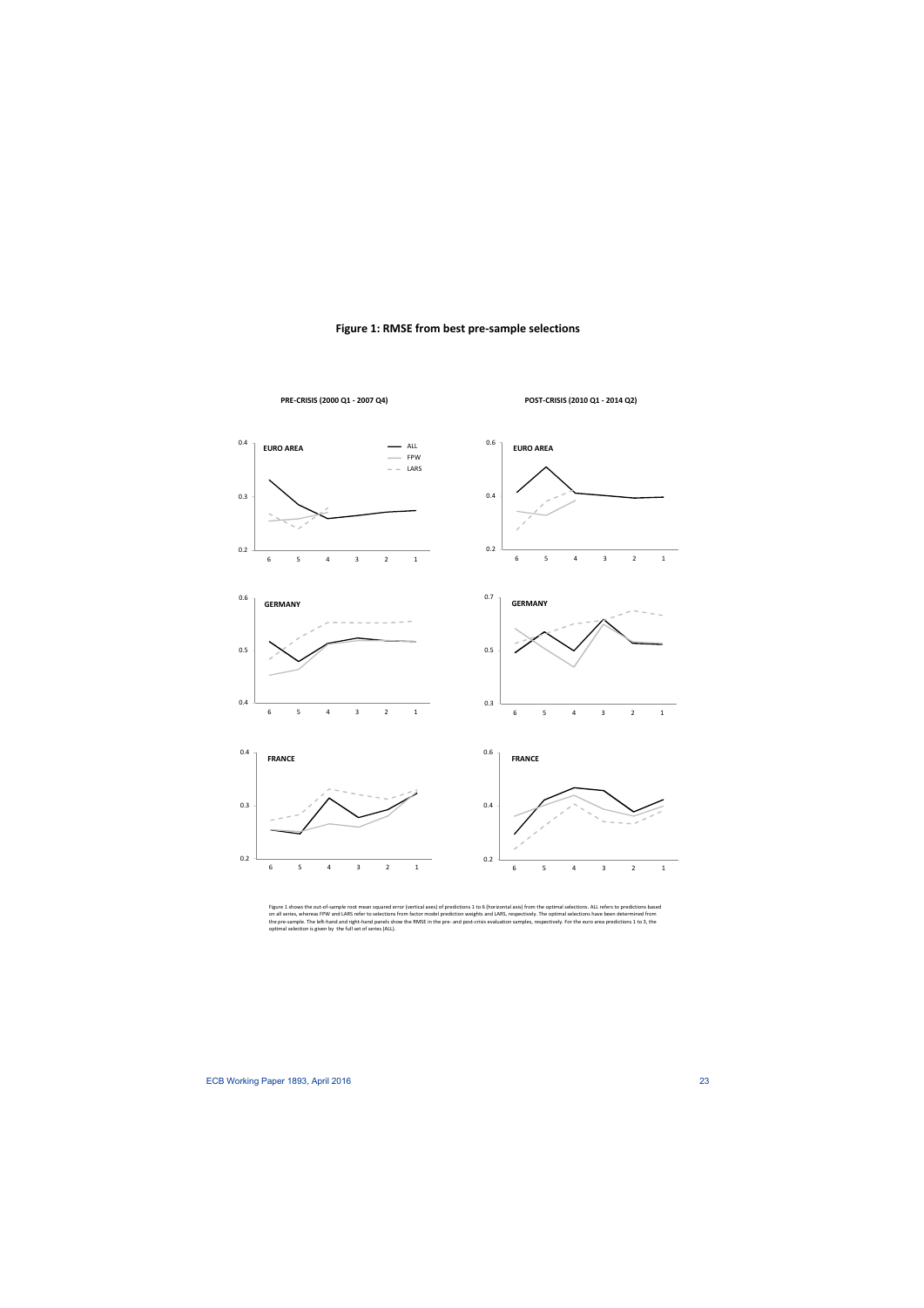**Figure 1: RMSE from best pre-sample selections**

PRE-CRISIS (2000 Q1 - 2007 Q4)

POST-CRISIS (2010 Q1 - 2014 Q2)

Figure 1 shows the out-of-sample root mean squared error (vertical axes) of predictions 1 to 6 (horizontal axis) from the optimal selections. ALL refers to predictions based on all series, whereas FPW and LARS refer to selections from factor model prediction weights and LARS, respectively. The optimal selections have been determined from the pre-sample. The left-hand and right-hand panels show the RMSE in the pre- and post-crisis evaluation samples, respectively. For the euro area predictions 1 to 3, the optimal selection is given by the full set of series (ALL).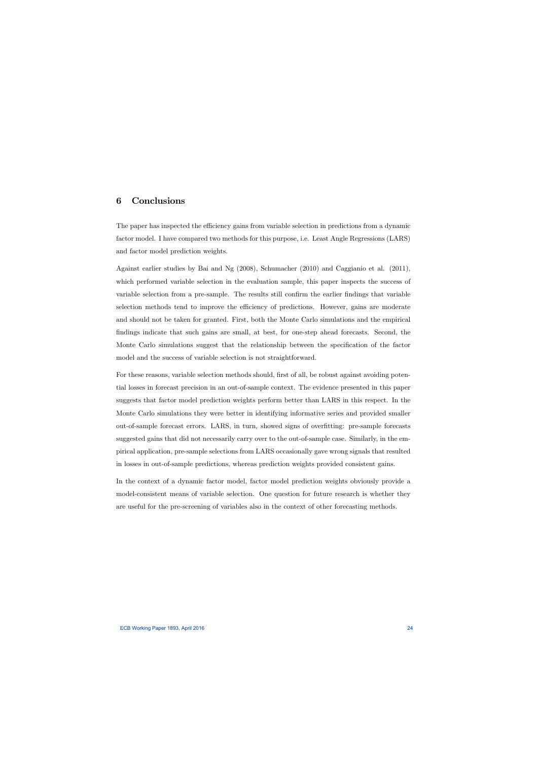## 6 Conclusions

The paper has inspected the efficiency gains from variable selection in predictions from a dynamic factor model. I have compared two methods for this purpose, i.e. Least Angle Regressions (LARS) and factor model prediction weights.

Against earlier studies by Bai and Ng (2008), Schumacher (2010) and Caggianio et al. (2011), which performed variable selection in the evaluation sample, this paper inspects the success of variable selection from a pre-sample. The results still confirm the earlier findings that variable selection methods tend to improve the efficiency of predictions. However, gains are moderate and should not be taken for granted. First, both the Monte Carlo simulations and the empirical findings indicate that such gains are small, at best, for one-step ahead forecasts. Second, the Monte Carlo simulations suggest that the relationship between the specification of the factor model and the success of variable selection is not straightforward.

For these reasons, variable selection methods should, first of all, be robust against avoiding potential losses in forecast precision in an out-of-sample context. The evidence presented in this paper suggests that factor model prediction weights perform better than LARS in this respect. In the Monte Carlo simulations they were better in identifying informative series and provided smaller out-of-sample forecast errors. LARS, in turn, showed signs of overfitting: pre-sample forecasts suggested gains that did not necessarily carry over to the out-of-sample case. Similarly, in the empirical application, pre-sample selections from LARS occasionally gave wrong signals that resulted in losses in out-of-sample predictions, whereas prediction weights provided consistent gains.

In the context of a dynamic factor model, factor model prediction weights obviously provide a model-consistent means of variable selection. One question for future research is whether they are useful for the pre-screening of variables also in the context of other forecasting methods.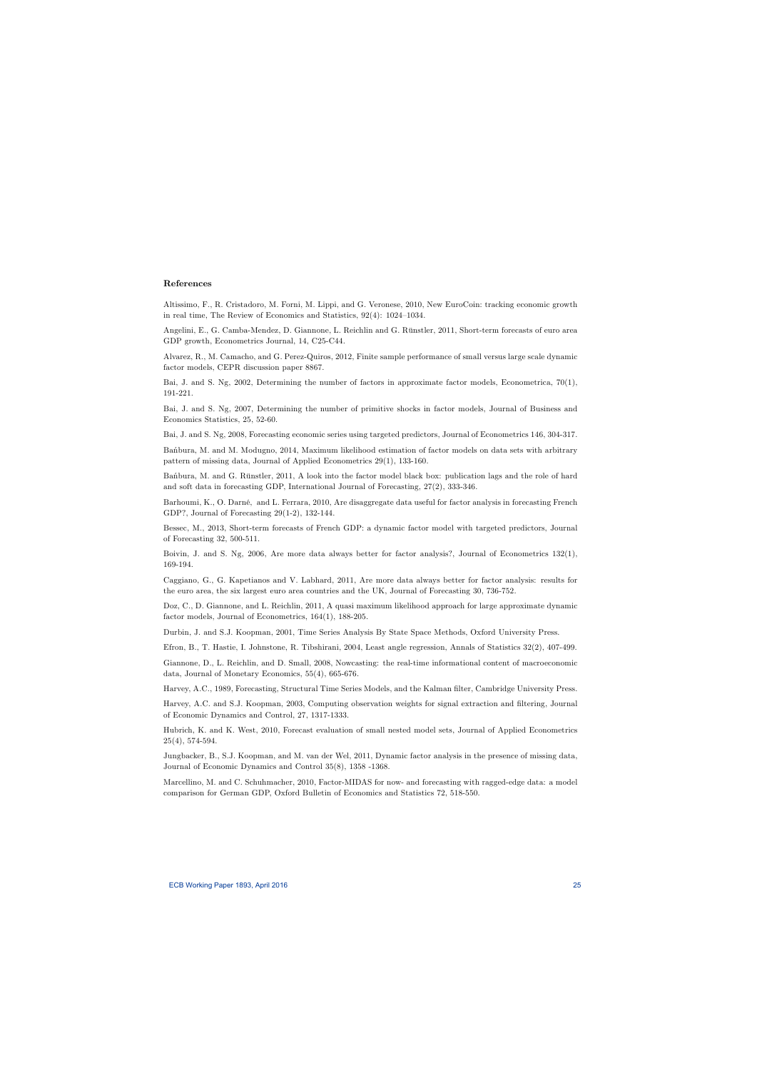## References

Altissimo, F., R. Cristadoro, M. Forni, M. Lippi, and G. Veronese, 2010, New EuroCoin: tracking economic growth in real time, The Review of Economics and Statistics, 92(4): 1024–1034.

Angelini, E., G. Camba-Mendez, D. Giannone, L. Reichlin and G. Rünstler, 2011, Short-term forecasts of euro area GDP growth, Econometrics Journal, 14, C25-C44.

Alvarez, R., M. Camacho, and G. Perez-Quiros, 2012, Finite sample performance of small versus large scale dynamic factor models, CEPR discussion paper 8867.

Bai, J. and S. Ng, 2002, Determining the number of factors in approximate factor models, Econometrica, 70(1), 191-221.

Bai, J. and S. Ng, 2007, Determining the number of primitive shocks in factor models, Journal of Business and Economics Statistics, 25, 52-60.

Bai, J. and S. Ng, 2008, Forecasting economic series using targeted predictors, Journal of Econometrics 146, 304-317.

Bańbura, M. and M. Modugno, 2014, Maximum likelihood estimation of factor models on data sets with arbitrary pattern of missing data, Journal of Applied Econometrics 29(1), 133-160.

Bańbura, M. and G. Rünstler, 2011, A look into the factor model black box: publication lags and the role of hard and soft data in forecasting GDP, International Journal of Forecasting, 27(2), 333-346.

Barhoumi, K., O. Darné, and L. Ferrara, 2010, Are disaggregate data useful for factor analysis in forecasting French GDP?, Journal of Forecasting 29(1-2), 132-144.

Bessec, M., 2013, Short-term forecasts of French GDP: a dynamic factor model with targeted predictors, Journal of Forecasting 32, 500-511.

Boivin, J. and S. Ng, 2006, Are more data always better for factor analysis?, Journal of Econometrics 132(1), 169-194.

Caggiano, G., G. Kapetianos and V. Labhard, 2011, Are more data always better for factor analysis: results for the euro area, the six largest euro area countries and the UK, Journal of Forecasting 30, 736-752.

Doz, C., D. Giannone, and L. Reichlin, 2011, A quasi maximum likelihood approach for large approximate dynamic factor models, Journal of Econometrics, 164(1), 188-205.

Durbin, J. and S.J. Koopman, 2001, Time Series Analysis By State Space Methods, Oxford University Press.

Efron, B., T. Hastie, I. Johnstone, R. Tibshirani, 2004, Least angle regression, Annals of Statistics 32(2), 407-499.

Giannone, D., L. Reichlin, and D. Small, 2008, Nowcasting: the real-time informational content of macroeconomic data, Journal of Monetary Economics, 55(4), 665-676.

Harvey, A.C., 1989, Forecasting, Structural Time Series Models, and the Kalman filter, Cambridge University Press.

Harvey, A.C. and S.J. Koopman, 2003, Computing observation weights for signal extraction and filtering, Journal of Economic Dynamics and Control, 27, 1317-1333.

Hubrich, K. and K. West, 2010, Forecast evaluation of small nested model sets, Journal of Applied Econometrics 25(4), 574-594.

Jungbacker, B., S.J. Koopman, and M. van der Wel, 2011, Dynamic factor analysis in the presence of missing data, Journal of Economic Dynamics and Control 35(8), 1358 -1368.

Marcellino, M. and C. Schuhmacher, 2010, Factor-MIDAS for now- and forecasting with ragged-edge data: a model comparison for German GDP, Oxford Bulletin of Economics and Statistics 72, 518-550.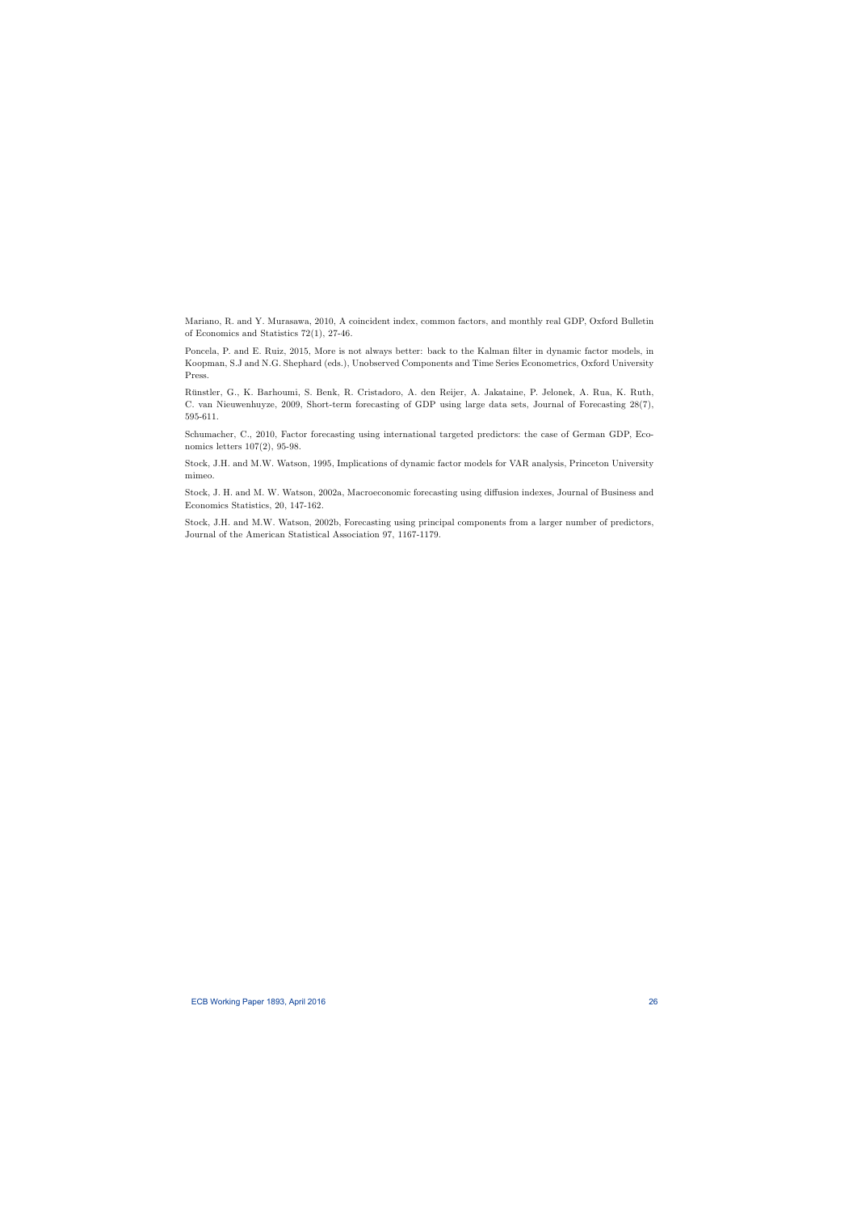Mariano, R. and Y. Murasawa, 2010, A coincident index, common factors, and monthly real GDP, Oxford Bulletin of Economics and Statistics 72(1), 27-46.

Poncela, P. and E. Ruiz, 2015, More is not always better: back to the Kalman filter in dynamic factor models, in Koopman, S.J and N.G. Shephard (eds.), Unobserved Components and Time Series Econometrics, Oxford University Press.

Rünstler, G., K. Barhoumi, S. Benk, R. Cristadoro, A. den Reijer, A. Jakataine, P. Jelonek, A. Rua, K. Ruth, C. van Nieuwenhuyze, 2009, Short-term forecasting of GDP using large data sets, Journal of Forecasting 28(7), 595-611.

Schumacher, C., 2010, Factor forecasting using international targeted predictors: the case of German GDP, Economics letters 107(2), 95-98.

Stock, J.H. and M.W. Watson, 1995, Implications of dynamic factor models for VAR analysis, Princeton University mimeo.

Stock, J. H. and M. W. Watson, 2002a, Macroeconomic forecasting using diffusion indexes, Journal of Business and Economics Statistics, 20, 147-162.

Stock, J.H. and M.W. Watson, 2002b, Forecasting using principal components from a larger number of predictors, Journal of the American Statistical Association 97, 1167-1179.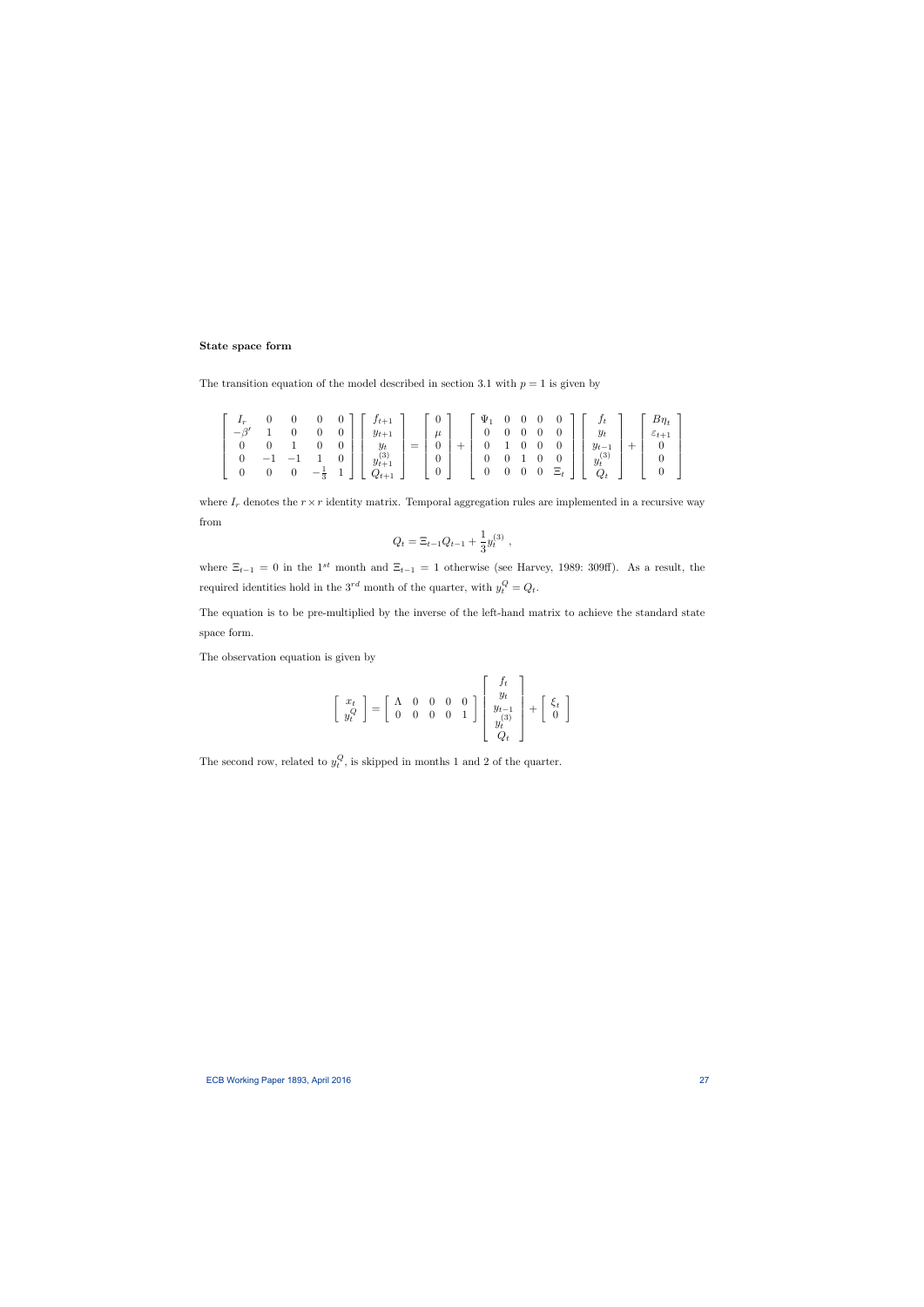**State space form**

The transition equation of the model described in section 3.1 with $p = 1$ is given by

$$
\begin{bmatrix} I_r & 0 & 0 & 0 & 0 \\ -\beta' & 1 & 0 & 0 & 0 \\ 0 & 0 & 1 & 0 & 0 \\ 0 & -1 & -1 & 1 & 0 \\ 0 & 0 & 0 & -\frac{1}{3} & 1 \end{bmatrix} \begin{bmatrix} f_{t+1} \\ y_{t+1} \\ y_t \\ y_{t+1}^{(3)} \\ Q_{t+1} \end{bmatrix} = \begin{bmatrix} 0 \\ \mu \\ 0 \\ 0 \\ 0 \end{bmatrix} + \begin{bmatrix} \Psi_1 & 0 & 0 & 0 & 0 \\ 0 & 0 & 0 & 0 & 0 \\ 0 & 1 & 0 & 0 & 0 \\ 0 & 0 & 1 & 0 & 0 \\ 0 & 0 & 0 & 0 & \Xi_t \end{bmatrix} \begin{bmatrix} f_t \\ y_t \\ y_{t-1} \\ y_t^{(3)} \\ Q_t \end{bmatrix} + \begin{bmatrix} B\eta_t \\ \varepsilon_{t+1} \\ 0 \\ 0 \\ 0 \end{bmatrix}
$$

where $I_r$ denotes the $r \times r$ identity matrix. Temporal aggregation rules are implemented in a recursive way from

$$
Q_t = \Xi_{t-1} Q_{t-1} + \frac{1}{3} y_t^{(3)} \ ,
$$

where $\Xi_{t-1} = 0$ in the $1^{st}$ month and $\Xi_{t-1} = 1$ otherwise (see Harvey, 1989: 309ff). As a result, the required identities hold in the $3^{rd}$ month of the quarter, with $y_t^Q = Q_t$.

The equation is to be pre-multiplied by the inverse of the left-hand matrix to achieve the standard state space form.

The observation equation is given by

$$
\begin{bmatrix} x_t \\ y_t^Q \end{bmatrix} = \begin{bmatrix} \Lambda & 0 & 0 & 0 & 0 \\ 0 & 0 & 0 & 0 & 1 \end{bmatrix} \begin{bmatrix} f_t \\ y_t \\ y_{t-1} \\ y_t^{(3)} \\ Q_t \end{bmatrix} + \begin{bmatrix} \xi_t \\ 0 \end{bmatrix}
$$

The second row, related to $y_t^Q$, is skipped in months 1 and 2 of the quarter.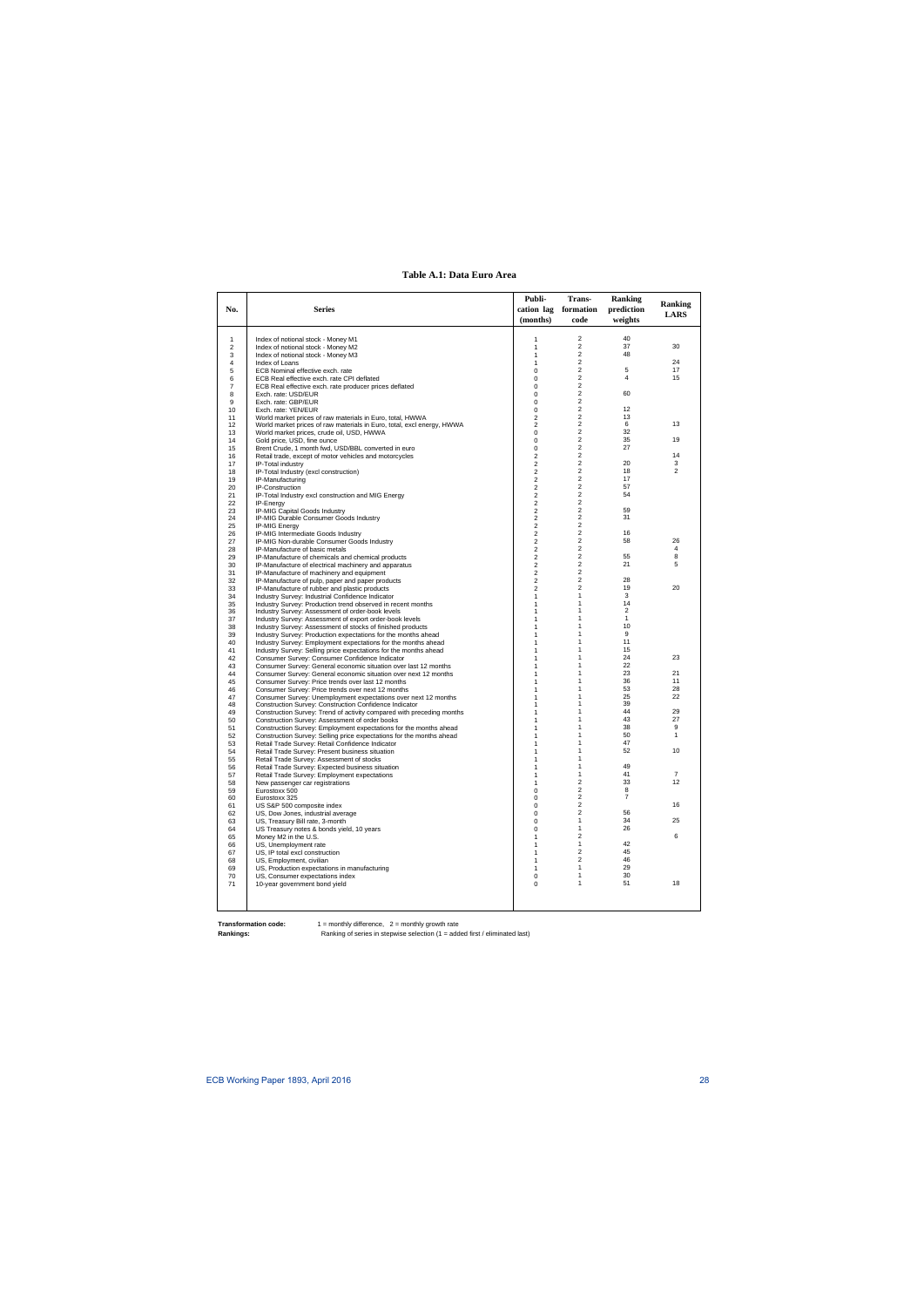**Table A.1: Data Euro Area**

| No. | Series | Publication lag (months) | Transformation code | Ranking prediction weights | Ranking LARS |
|---|---|---|---|---|---|
| 1 | Index of notional stock - Money M1 | 1 | 2 | 40 | |
| 2 | Index of notional stock - Money M2 | 1 | 2 | 37 | 30 |
| 3 | Index of notional stock - Money M3 | 1 | 2 | 48 | |
| 4 | Index of Loans | 1 | 2 | | 24 |
| 5 | ECB Nominal effective exch. rate | 0 | 2 | 5 | 17 |
| 6 | ECB Real effective exch. rate CPI deflated | 0 | 2 | 4 | 15 |
| 7 | ECB Real effective exch. rate producer prices deflated | 0 | 2 | | |
| 8 | Exch. rate: USD/EUR | 0 | 2 | 60 | |
| 9 | Exch. rate: GBP/EUR | 0 | 2 | | |
| 10 | Exch. rate: YEN/EUR | 0 | 2 | 12 | |
| 11 | World market prices of raw materials in Euro, total, HWWA | 2 | 2 | 13 | |
| 12 | World market prices of raw materials in Euro, total, excl energy, HWWA | 2 | 2 | 6 | 13 |
| 13 | World market prices, crude oil, USD, HWWA | 0 | 2 | 32 | |
| 14 | Gold price, USD, fine ounce | 0 | 2 | 35 | 19 |
| 15 | Brent Crude, 1 month fwd, USD/BBL converted in euro | 0 | 2 | 27 | |
| 16 | Retail trade, except of motor vehicles and motorcycles | 2 | 2 | | 14 |
| 17 | IP-Total industry | 2 | 2 | 20 | 3 |
| 18 | IP-Total Industry (excl construction) | 2 | 2 | 18 | 2 |
| 19 | IP-Manufacturing | 2 | 2 | 17 | |
| 20 | IP-Construction | 2 | 2 | 57 | |
| 21 | IP-Total Industry excl construction and MIG Energy | 2 | 2 | 54 | |
| 22 | IP-Energy | 2 | 2 | | |
| 23 | IP-MIG Capital Goods Industry | 2 | 2 | 59 | |
| 24 | IP-MIG Durable Consumer Goods Industry | 2 | 2 | 31 | |
| 25 | IP-MIG Energy | 2 | 2 | | |
| 26 | IP-MIG Intermediate Goods Industry | 2 | 2 | 16 | |
| 27 | IP-MIG Non-durable Consumer Goods Industry | 2 | 2 | 58 | 26 |
| 28 | IP-Manufacture of basic metals | 2 | 2 | | 4 |
| 29 | IP-Manufacture of chemicals and chemical products | 2 | 2 | 55 | 8 |
| 30 | IP-Manufacture of electrical machinery and apparatus | 2 | 2 | 21 | 5 |
| 31 | IP-Manufacture of machinery and equipment | 2 | 2 | | |
| 32 | IP-Manufacture of pulp, paper and paper products | 2 | 2 | 28 | |
| 33 | IP-Manufacture of rubber and plastic products | 2 | 2 | 19 | 20 |
| 34 | Industry Survey: Industrial Confidence Indicator | 1 | 1 | 3 | |
| 35 | Industry Survey: Production trend observed in recent months | 1 | 1 | 14 | |
| 36 | Industry Survey: Assessment of order-book levels | 1 | 1 | 2 | |
| 37 | Industry Survey: Assessment of export order-book levels | 1 | 1 | 1 | |
| 38 | Industry Survey: Assessment of stocks of finished products | 1 | 1 | 10 | |
| 39 | Industry Survey: Production expectations for the months ahead | 1 | 1 | 9 | |
| 40 | Industry Survey: Employment expectations for the months ahead | 1 | 1 | 11 | |
| 41 | Industry Survey: Selling price expectations for the months ahead | 1 | 1 | 15 | |
| 42 | Consumer Survey: Consumer Confidence Indicator | 1 | 1 | 24 | 23 |
| 43 | Consumer Survey: General economic situation over last 12 months | 1 | 1 | 22 | |
| 44 | Consumer Survey: General economic situation over next 12 months | 1 | 1 | 23 | 21 |
| 45 | Consumer Survey: Price trends over last 12 months | 1 | 1 | 36 | 11 |
| 46 | Consumer Survey: Price trends over next 12 months | 1 | 1 | 53 | 28 |
| 47 | Consumer Survey: Unemployment expectations over next 12 months | 1 | 1 | 25 | 22 |
| 48 | Construction Survey: Construction Confidence Indicator | 1 | 1 | 39 | |
| 49 | Construction Survey: Trend of activity compared with preceding months | 1 | 1 | 44 | 29 |
| 50 | Construction Survey: Assessment of order books | 1 | 1 | 43 | 27 |
| 51 | Construction Survey: Employment expectations for the months ahead | 1 | 1 | 38 | 9 |
| 52 | Construction Survey: Selling price expectations for the months ahead | 1 | 1 | 50 | 1 |
| 53 | Retail Trade Survey: Retail Confidence Indicator | 1 | 1 | 47 | |
| 54 | Retail Trade Survey: Present business situation | 1 | 1 | 52 | 10 |
| 55 | Retail Trade Survey: Assessment of stocks | 1 | 1 | | |
| 56 | Retail Trade Survey: Expected business situation | 1 | 1 | 49 | |
| 57 | Retail Trade Survey: Employment expectations | 1 | 1 | 41 | 7 |
| 58 | New passenger car registrations | 1 | 2 | 33 | 12 |
| 59 | Eurostoxx 500 | 0 | 2 | 8 | |
| 60 | Eurostoxx 325 | 0 | 2 | 7 | |
| 61 | US S&P 500 composite index | 0 | 2 | | 16 |
| 62 | US, Dow Jones, industrial average | 0 | 2 | 56 | |
| 63 | US, Treasury Bill rate, 3-month | 0 | 1 | 34 | 25 |
| 64 | US Treasury notes & bonds yield, 10 years | 0 | 1 | 26 | |
| 65 | Money M2 in the U.S. | 1 | 2 | | 6 |
| 66 | US, Unemployment rate | 1 | 1 | 42 | |
| 67 | US, IP total excl construction | 1 | 2 | 45 | |
| 68 | US, Employment, civilian | 1 | 2 | 46 | |
| 69 | US, Production expectations in manufacturing | 1 | 1 | 29 | |
| 70 | US, Consumer expectations index | 0 | 1 | 30 | |
| 71 | 10-year government bond yield | 0 | 1 | 51 | 18 |

**Transformation code:** 1 = monthly difference, 2 = monthly growth rate

**Rankings:** Ranking of series in stepwise selection (1 = added first / eliminated last)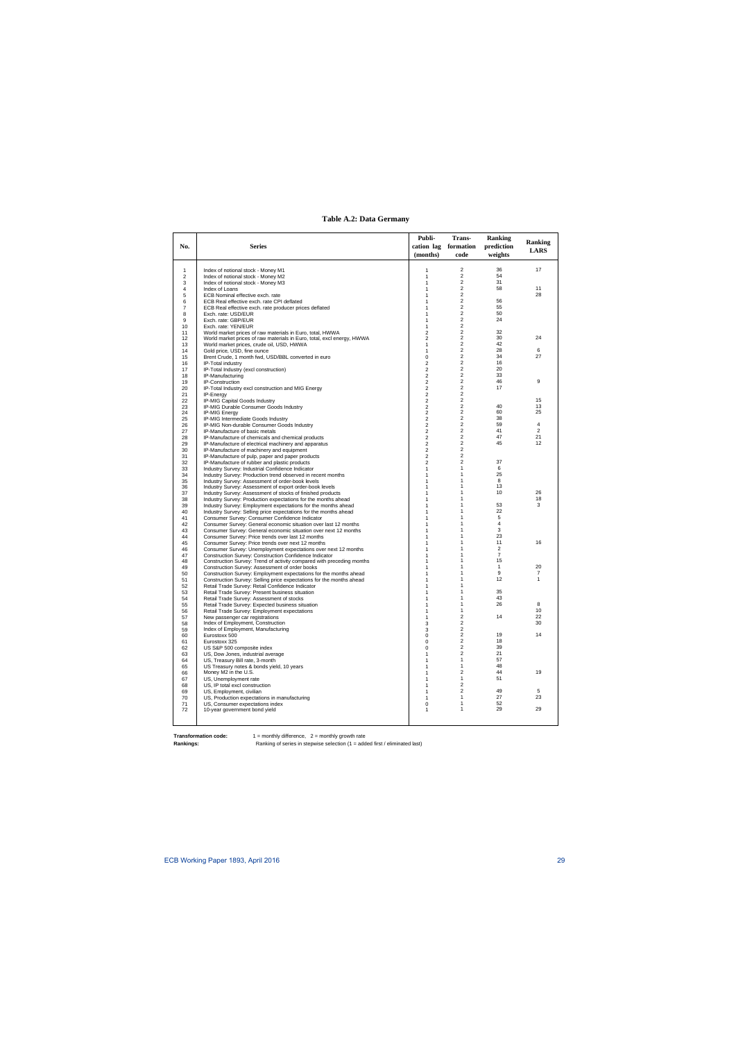**Table A.2: Data Germany**

| No. | Series | Publi-cation lag (months) | Trans-formation code | Ranking prediction weights | Ranking LARS |
|---|---|---|---|---|---|
| 1 | Index of notional stock - Money M1 | 1 | 2 | 36 | 17 |
| 2 | Index of notional stock - Money M2 | 1 | 2 | 54 | |
| 3 | Index of notional stock - Money M3 | 1 | 2 | 31 | |
| 4 | Index of Loans | 1 | 2 | 58 | 11 |
| 5 | ECB Nominal effective exch. rate | 1 | 2 | | 28 |
| 6 | ECB Real effective exch. rate CPI deflated | 1 | 2 | 56 | |
| 7 | ECB Real effective exch. rate producer prices deflated | 1 | 2 | 55 | |
| 8 | Exch. rate: USD/EUR | 1 | 2 | 50 | |
| 9 | Exch. rate: GBP/EUR | 1 | 2 | 24 | |
| 10 | Exch. rate: YEN/EUR | 1 | 2 | | |
| 11 | World market prices of raw materials in Euro, total, HWWA | 2 | 2 | 32 | |
| 12 | World market prices of raw materials in Euro, total, excl energy, HWWA | 2 | 2 | 30 | 24 |
| 13 | World market prices, crude oil, USD, HWWA | 1 | 2 | 42 | |
| 14 | Gold price, USD, fine ounce | 1 | 2 | 28 | 6 |
| 15 | Brent Crude, 1 month fwd, USD/BBL converted in euro | 0 | 2 | 34 | 27 |
| 16 | IP-Total industry | 2 | 2 | 16 | |
| 17 | IP-Total Industry (excl construction) | 2 | 2 | 20 | |
| 18 | IP-Manufacturing | 2 | 2 | 33 | |
| 19 | IP-Construction | 2 | 2 | 46 | 9 |
| 20 | IP-Total Industry excl construction and MIG Energy | 2 | 2 | 17 | |
| 21 | IP-Energy | 2 | 2 | | |
| 22 | IP-MIG Capital Goods Industry | 2 | 2 | | 15 |
| 23 | IP-MIG Durable Consumer Goods Industry | 2 | 2 | 40 | 13 |
| 24 | IP-MIG Energy | 2 | 2 | 60 | 25 |
| 25 | IP-MIG Intermediate Goods Industry | 2 | 2 | 38 | |
| 26 | IP-MIG Non-durable Consumer Goods Industry | 2 | 2 | 59 | 4 |
| 27 | IP-Manufacture of basic metals | 2 | 2 | 41 | 2 |
| 28 | IP-Manufacture of chemicals and chemical products | 2 | 2 | 47 | 21 |
| 29 | IP-Manufacture of electrical machinery and apparatus | 2 | 2 | 45 | 12 |
| 30 | IP-Manufacture of machinery and equipment | 2 | 2 | | |
| 31 | IP-Manufacture of pulp, paper and paper products | 2 | 2 | | |
| 32 | IP-Manufacture of rubber and plastic products | 2 | 2 | 37 | |
| 33 | Industry Survey: Industrial Confidence Indicator | 1 | 1 | 6 | |
| 34 | Industry Survey: Production trend observed in recent months | 1 | 1 | 25 | |
| 35 | Industry Survey: Assessment of order-book levels | 1 | 1 | 8 | |
| 36 | Industry Survey: Assessment of export order-book levels | 1 | 1 | 13 | |
| 37 | Industry Survey: Assessment of stocks of finished products | 1 | 1 | 10 | 26 |
| 38 | Industry Survey: Production expectations for the months ahead | 1 | 1 | | 18 |
| 39 | Industry Survey: Employment expectations for the months ahead | 1 | 1 | 53 | 3 |
| 40 | Industry Survey: Selling price expectations for the months ahead | 1 | 1 | 22 | |
| 41 | Consumer Survey: Consumer Confidence Indicator | 1 | 1 | 5 | |
| 42 | Consumer Survey: General economic situation over last 12 months | 1 | 1 | 4 | |
| 43 | Consumer Survey: General economic situation over next 12 months | 1 | 1 | 3 | |
| 44 | Consumer Survey: Price trends over last 12 months | 1 | 1 | 23 | |
| 45 | Consumer Survey: Price trends over next 12 months | 1 | 1 | 11 | 16 |
| 46 | Consumer Survey: Unemployment expectations over next 12 months | 1 | 1 | 2 | |
| 47 | Construction Survey: Construction Confidence Indicator | 1 | 1 | 7 | |
| 48 | Construction Survey: Trend of activity compared with preceding months | 1 | 1 | 15 | |
| 49 | Construction Survey: Assessment of order books | 1 | 1 | 1 | 20 |
| 50 | Construction Survey: Employment expectations for the months ahead | 1 | 1 | 9 | 7 |
| 51 | Construction Survey: Selling price expectations for the months ahead | 1 | 1 | 12 | 1 |
| 52 | Retail Trade Survey: Retail Confidence Indicator | 1 | 1 | | |
| 53 | Retail Trade Survey: Present business situation | 1 | 1 | 35 | |
| 54 | Retail Trade Survey: Assessment of stocks | 1 | 1 | 43 | |
| 55 | Retail Trade Survey: Expected business situation | 1 | 1 | 26 | 8 |
| 56 | Retail Trade Survey: Employment expectations | 1 | 1 | | 10 |
| 57 | New passenger car registrations | 1 | 2 | 14 | 22 |
| 58 | Index of Employment, Construction | 3 | 2 | | 30 |
| 59 | Index of Employment, Manufacturing | 3 | 2 | | |
| 60 | Eurostoxx 500 | 0 | 2 | 19 | 14 |
| 61 | Eurostoxx 325 | 0 | 2 | 18 | |
| 62 | US S&P 500 composite index | 0 | 2 | 39 | |
| 63 | US, Dow Jones, industrial average | 1 | 2 | 21 | |
| 64 | US, Treasury Bill rate, 3-month | 1 | 1 | 57 | |
| 65 | US Treasury notes & bonds yield, 10 years | 1 | 1 | 48 | |
| 66 | Money M2 in the U.S. | 1 | 2 | 44 | 19 |
| 67 | US, Unemployment rate | 1 | 1 | 51 | |
| 68 | US, IP total excl construction | 1 | 2 | | |
| 69 | US, Employment, civilian | 1 | 2 | 49 | 5 |
| 70 | US, Production expectations in manufacturing | 1 | 1 | 27 | 23 |
| 71 | US, Consumer expectations index | 0 | 1 | 52 | |
| 72 | 10-year government bond yield | 1 | 1 | 29 | 29 |

**Transformation code:** 1 = monthly difference, 2 = monthly growth rate

**Rankings:** Ranking of series in stepwise selection (1 = added first / eliminated last)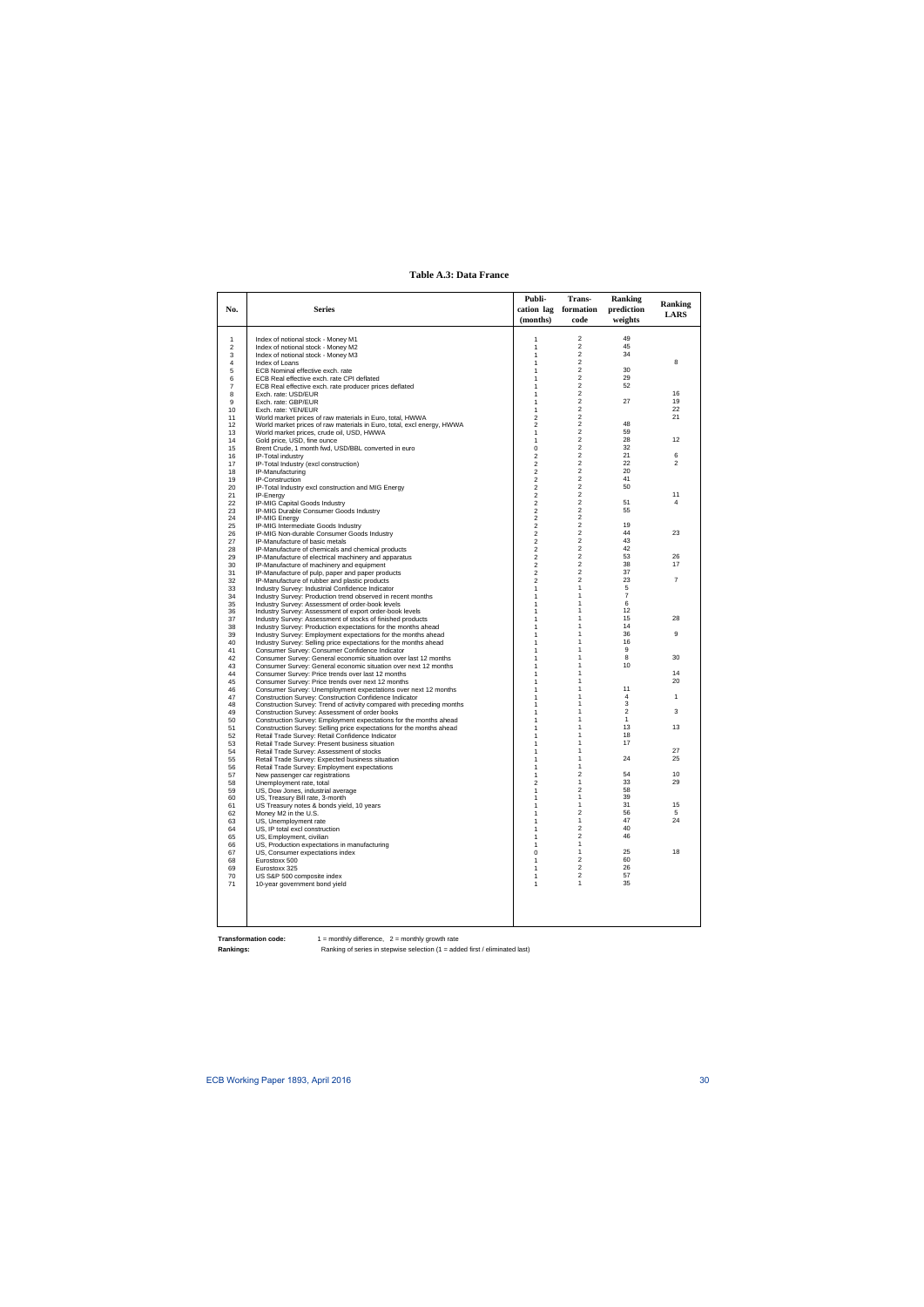**Table A.3: Data France**

| No. | Series | Publication lag (months) | Transformation code | Ranking prediction weights | Ranking LARS |
|---|---|---|---|---|---|
| 1 | Index of notional stock - Money M1 | 1 | 2 | 49 | |
| 2 | Index of notional stock - Money M2 | 1 | 2 | 45 | |
| 3 | Index of notional stock - Money M3 | 1 | 2 | 34 | |
| 4 | Index of Loans | 1 | 2 | | 8 |
| 5 | ECB Nominal effective exch. rate | 1 | 2 | 30 | |
| 6 | ECB Real effective exch. rate CPI deflated | 1 | 2 | 29 | |
| 7 | ECB Real effective exch. rate producer prices deflated | 1 | 2 | 52 | |
| 8 | Exch. rate: USD/EUR | 1 | 2 | | 16 |
| 9 | Exch. rate: GBP/EUR | 1 | 2 | 27 | 19 |
| 10 | Exch. rate: YEN/EUR | 1 | 2 | | 22 |
| 11 | World market prices of raw materials in Euro, total, HWWA | 2 | 2 | | 21 |
| 12 | World market prices of raw materials in Euro, total, excl energy, HWWA | 2 | 2 | 48 | |
| 13 | World market prices, crude oil, USD, HWWA | 1 | 2 | 59 | |
| 14 | Gold price, USD, fine ounce | 1 | 2 | 28 | 12 |
| 15 | Brent Crude, 1 month fwd, USD/BBL converted in euro | 0 | 2 | 32 | |
| 16 | IP-Total industry | 2 | 2 | 21 | 6 |
| 17 | IP-Total Industry (excl construction) | 2 | 2 | 22 | 2 |
| 18 | IP-Manufacturing | 2 | 2 | 20 | |
| 19 | IP-Construction | 2 | 2 | 41 | |
| 20 | IP-Total Industry excl construction and MIG Energy | 2 | 2 | 50 | |
| 21 | IP-Energy | 2 | 2 | | 11 |
| 22 | IP-MIG Capital Goods Industry | 2 | 2 | 51 | 4 |
| 23 | IP-MIG Durable Consumer Goods Industry | 2 | 2 | 55 | |
| 24 | IP-MIG Energy | 2 | 2 | | |
| 25 | IP-MIG Intermediate Goods Industry | 2 | 2 | 19 | |
| 26 | IP-MIG Non-durable Consumer Goods Industry | 2 | 2 | 44 | 23 |
| 27 | IP-Manufacture of basic metals | 2 | 2 | 43 | |
| 28 | IP-Manufacture of chemicals and chemical products | 2 | 2 | 42 | |
| 29 | IP-Manufacture of electrical machinery and apparatus | 2 | 2 | 53 | 26 |
| 30 | IP-Manufacture of machinery and equipment | 2 | 2 | 38 | 17 |
| 31 | IP-Manufacture of pulp, paper and paper products | 2 | 2 | 37 | |
| 32 | IP-Manufacture of rubber and plastic products | 2 | 2 | 23 | 7 |
| 33 | Industry Survey: Industrial Confidence Indicator | 1 | 1 | 5 | |
| 34 | Industry Survey: Production trend observed in recent months | 1 | 1 | 7 | |
| 35 | Industry Survey: Assessment of order-book levels | 1 | 1 | 6 | |
| 36 | Industry Survey: Assessment of export order-book levels | 1 | 1 | 12 | |
| 37 | Industry Survey: Assessment of stocks of finished products | 1 | 1 | 15 | 28 |
| 38 | Industry Survey: Production expectations for the months ahead | 1 | 1 | 14 | |
| 39 | Industry Survey: Employment expectations for the months ahead | 1 | 1 | 36 | 9 |
| 40 | Industry Survey: Selling price expectations for the months ahead | 1 | 1 | 16 | |
| 41 | Consumer Survey: Consumer Confidence Indicator | 1 | 1 | 9 | |
| 42 | Consumer Survey: General economic situation over last 12 months | 1 | 1 | 8 | 30 |
| 43 | Consumer Survey: General economic situation over next 12 months | 1 | 1 | 10 | |
| 44 | Consumer Survey: Price trends over last 12 months | 1 | 1 | | 14 |
| 45 | Consumer Survey: Price trends over next 12 months | 1 | 1 | | 20 |
| 46 | Consumer Survey: Unemployment expectations over next 12 months | 1 | 1 | 11 | |
| 47 | Construction Survey: Construction Confidence Indicator | 1 | 1 | 4 | 1 |
| 48 | Construction Survey: Trend of activity compared with preceding months | 1 | 1 | 3 | |
| 49 | Construction Survey: Assessment of order books | 1 | 1 | 2 | 3 |
| 50 | Construction Survey: Employment expectations for the months ahead | 1 | 1 | 1 | |
| 51 | Construction Survey: Selling price expectations for the months ahead | 1 | 1 | 13 | 13 |
| 52 | Retail Trade Survey: Retail Confidence Indicator | 1 | 1 | 18 | |
| 53 | Retail Trade Survey: Present business situation | 1 | 1 | 17 | |
| 54 | Retail Trade Survey: Assessment of stocks | 1 | 1 | | 27 |
| 55 | Retail Trade Survey: Expected business situation | 1 | 1 | 24 | 25 |
| 56 | Retail Trade Survey: Employment expectations | 1 | 1 | | |
| 57 | New passenger car registrations | 1 | 2 | 54 | 10 |
| 58 | Unemployment rate, total | 2 | 1 | 33 | 29 |
| 59 | US, Dow Jones, industrial average | 1 | 2 | 58 | |
| 60 | US, Treasury Bill rate, 3-month | 1 | 1 | 39 | |
| 61 | US Treasury notes & bonds yield, 10 years | 1 | 1 | 31 | 15 |
| 62 | Money M2 in the U.S. | 1 | 2 | 56 | 5 |
| 63 | US, Unemployment rate | 1 | 1 | 47 | 24 |
| 64 | US, IP total excl construction | 1 | 2 | 40 | |
| 65 | US, Employment, civilian | 1 | 2 | 46 | |
| 66 | US, Production expectations in manufacturing | 1 | 1 | | |
| 67 | US, Consumer expectations index | 0 | 1 | 25 | 18 |
| 68 | Eurostoxx 500 | 1 | 2 | 60 | |
| 69 | Eurostoxx 325 | 1 | 2 | 26 | |
| 70 | US S&P 500 composite index | 1 | 2 | 57 | |
| 71 | 10-year government bond yield | 1 | 1 | 35 | |

**Transformation code:** 1 = monthly difference, 2 = monthly growth rate

**Rankings:** Ranking of series in stepwise selection (1 = added first / eliminated last)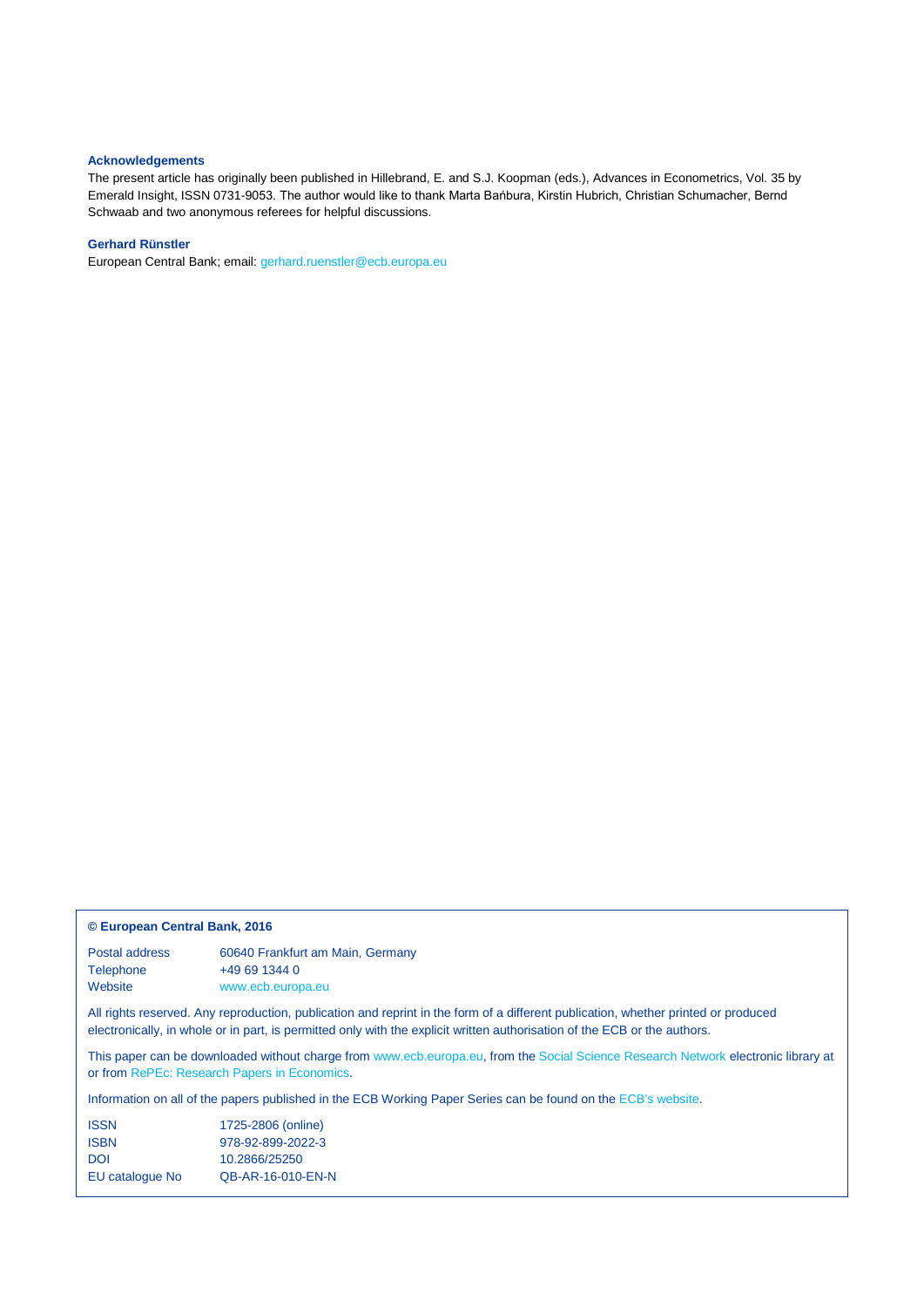**Acknowledgements**

The present article has originally been published in Hillebrand, E. and S.J. Koopman (eds.), Advances in Econometrics, Vol. 35 by Emerald Insight, ISSN 0731-9053. The author would like to thank Marta Bańbura, Kirstin Hubrich, Christian Schumacher, Bernd Schwaab and two anonymous referees for helpful discussions.

**Gerhard Rünstler**

European Central Bank; email: gerhard.ruenstler@ecb.europa.eu

**© European Central Bank, 2016**

| | |
|---|---|
| Postal address | 60640 Frankfurt am Main, Germany |
| Telephone | +49 69 1344 0 |
| Website | www.ecb.europa.eu |

All rights reserved. Any reproduction, publication and reprint in the form of a different publication, whether printed or produced electronically, in whole or in part, is permitted only with the explicit written authorisation of the ECB or the authors.

This paper can be downloaded without charge from www.ecb.europa.eu, from the Social Science Research Network electronic library at or from RePEc: Research Papers in Economics.

Information on all of the papers published in the ECB Working Paper Series can be found on the ECB's website.

| | |
|---|---|
| ISSN | 1725-2806 (online) |
| ISBN | 978-92-899-2022-3 |
| DOI | 10.2866/25250 |
| EU catalogue No | QB-AR-16-010-EN-N |